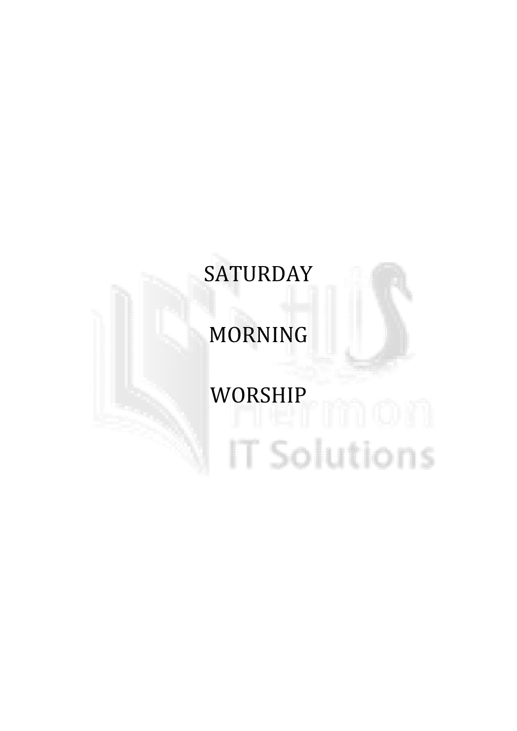# SATURDAY

# MORNING

# WORSHIP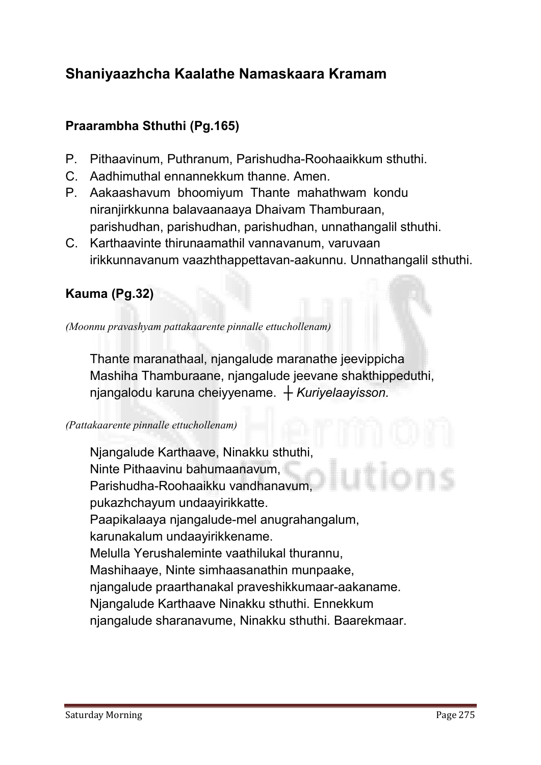## Shaniyaazhcha Kaalathe Namaskaara Kramam

### Praarambha Sthuthi (Pg.165)

P. Pithaavinum, Puthranum, Parishudha-Roohaaikkum sthuthi.
C. Aadhimuthal ennannekkum thanne. Amen.
P. Aakaashavum bhoomiyum Thante mahathwam kondu niranjirkkunna balavaanaaya Dhaivam Thamburaan, parishudhan, parishudhan, parishudhan, unnathangalil sthuthi.
C. Karthaavinte thirunaamathil vannavanum, varuvaan irikkunnavanum vaazhthappettavan-aakunnu. Unnathangalil sthuthi.

### Kauma (Pg.32)

*(Moonnu pravashyam pattakaarente pinnalle ettuchollenam)*

Thante maranathaal, njangalude maranathe jeevippicha
Mashiha Thamburaane, njangalude jeevane shakthippeduthi,
njangalodu karuna cheiyyename. ┼ *Kuriyelaayisson.*

*(Pattakaarente pinnalle ettuchollenam)*

Njangalude Karthaave, Ninakku sthuthi,
Ninte Pithaavinu bahumaanavum,
Parishudha-Roohaaikku vandhanavum,
pukazhchayum undaayirikkatte.
Paapikalaaya njangalude-mel anugrahangalum,
karunakalum undaayirikkename.
Melulla Yerushaleminte vaathilukal thurannu,
Mashihaaye, Ninte simhaasanathin munpaake,
njangalude praarthanakal praveshikkumaar-aakaname.
Njangalude Karthaave Ninakku sthuthi. Ennekkum
njangalude sharanavume, Ninakku sthuthi. Baarekmaar.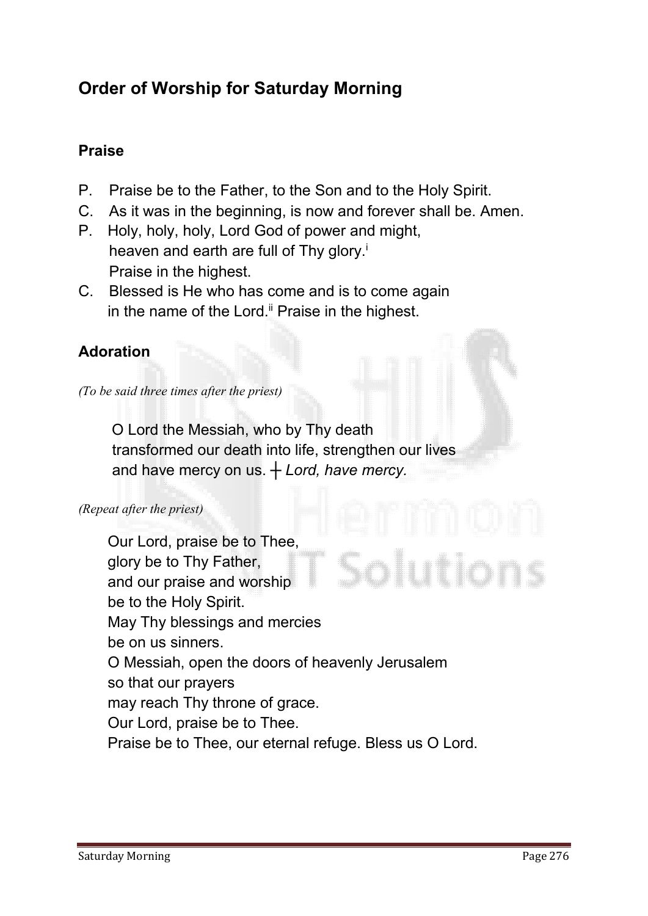## Order of Worship for Saturday Morning

### Praise

P. Praise be to the Father, to the Son and to the Holy Spirit.
C. As it was in the beginning, is now and forever shall be. Amen.
P. Holy, holy, holy, Lord God of power and might,
heaven and earth are full of Thy glory.[i]
Praise in the highest.
C. Blessed is He who has come and is to come again
in the name of the Lord.[ii] Praise in the highest.

### Adoration

*(To be said three times after the priest)*

O Lord the Messiah, who by Thy death
transformed our death into life, strengthen our lives
and have mercy on us. ┼ *Lord, have mercy.*

*(Repeat after the priest)*

Our Lord, praise be to Thee,
glory be to Thy Father,
and our praise and worship
be to the Holy Spirit.
May Thy blessings and mercies
be on us sinners.
O Messiah, open the doors of heavenly Jerusalem
so that our prayers
may reach Thy throne of grace.
Our Lord, praise be to Thee.
Praise be to Thee, our eternal refuge. Bless us O Lord.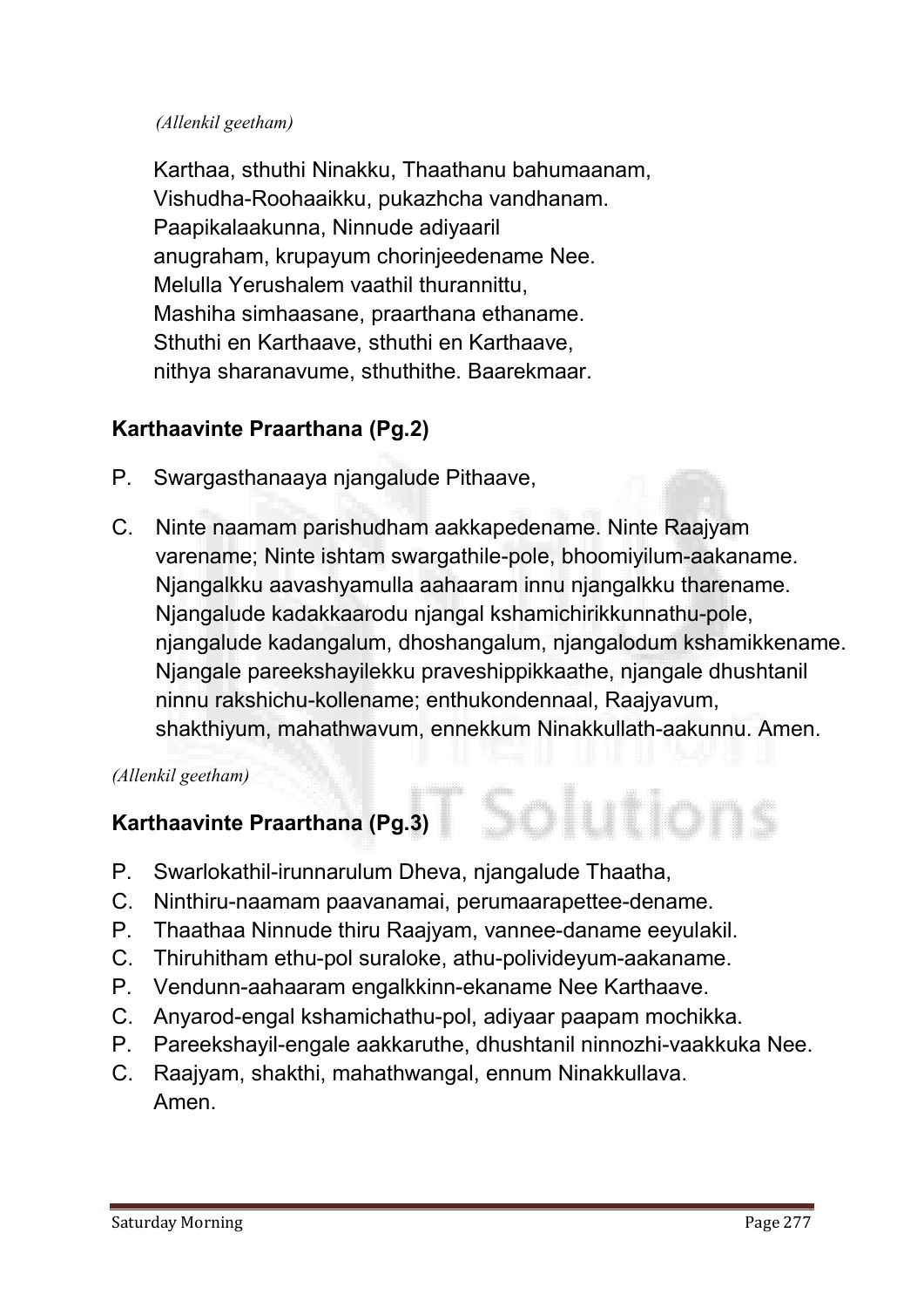*(Allenkil geetham)*

Karthaa, sthuthi Ninakku, Thaathanu bahumaanam,
Vishudha-Roohaaikku, pukazhcha vandhanam.
Paapikalaakunna, Ninnude adiyaaril
anugraham, krupayum chorinjeedename Nee.
Melulla Yerushalem vaathil thurannittu,
Mashiha simhaasane, praarthana ethaname.
Sthuthi en Karthaave, sthuthi en Karthaave,
nithya sharanavume, sthuthithe. Baarekmaar.

## Karthaavinte Praarthana (Pg.2)

P. Swargasthanaaya njangalude Pithaave,

C. Ninte naamam parishudham aakkapedename. Ninte Raajyam varename; Ninte ishtam swargathile-pole, bhoomiyilum-aakaname. Njangalkku aavashyamulla aahaaram innu njangalkku tharename. Njangalude kadakkaarodu njangal kshamichirikkunnathu-pole, njangalude kadangalum, dhoshangalum, njangalodum kshamikkename. Njangale pareekshayilekku praveshippikkaathe, njangale dhushtanil ninnu rakshichu-kollename; enthukondennaal, Raajyavum, shakthiyum, mahathwavum, ennekkum Ninakkullath-aakunnu. Amen.

*(Allenkil geetham)*

## Karthaavinte Praarthana (Pg.3)

P. Swarlokathil-irunnarulum Dheva, njangalude Thaatha,
C. Ninthiru-naamam paavanamai, perumaarapettee-dename.
P. Thaathaa Ninnude thiru Raajyam, vannee-daname eeyulakil.
C. Thiruhitham ethu-pol suraloke, athu-polivideyum-aakaname.
P. Vendunn-aahaaram engalkkinn-ekaname Nee Karthaave.
C. Anyarod-engal kshamichathu-pol, adiyaar paapam mochikka.
P. Pareekshayil-engale aakkaruthe, dhushtanil ninnozhi-vaakkuka Nee.
C. Raajyam, shakthi, mahathwangal, ennum Ninakkullava.
Amen.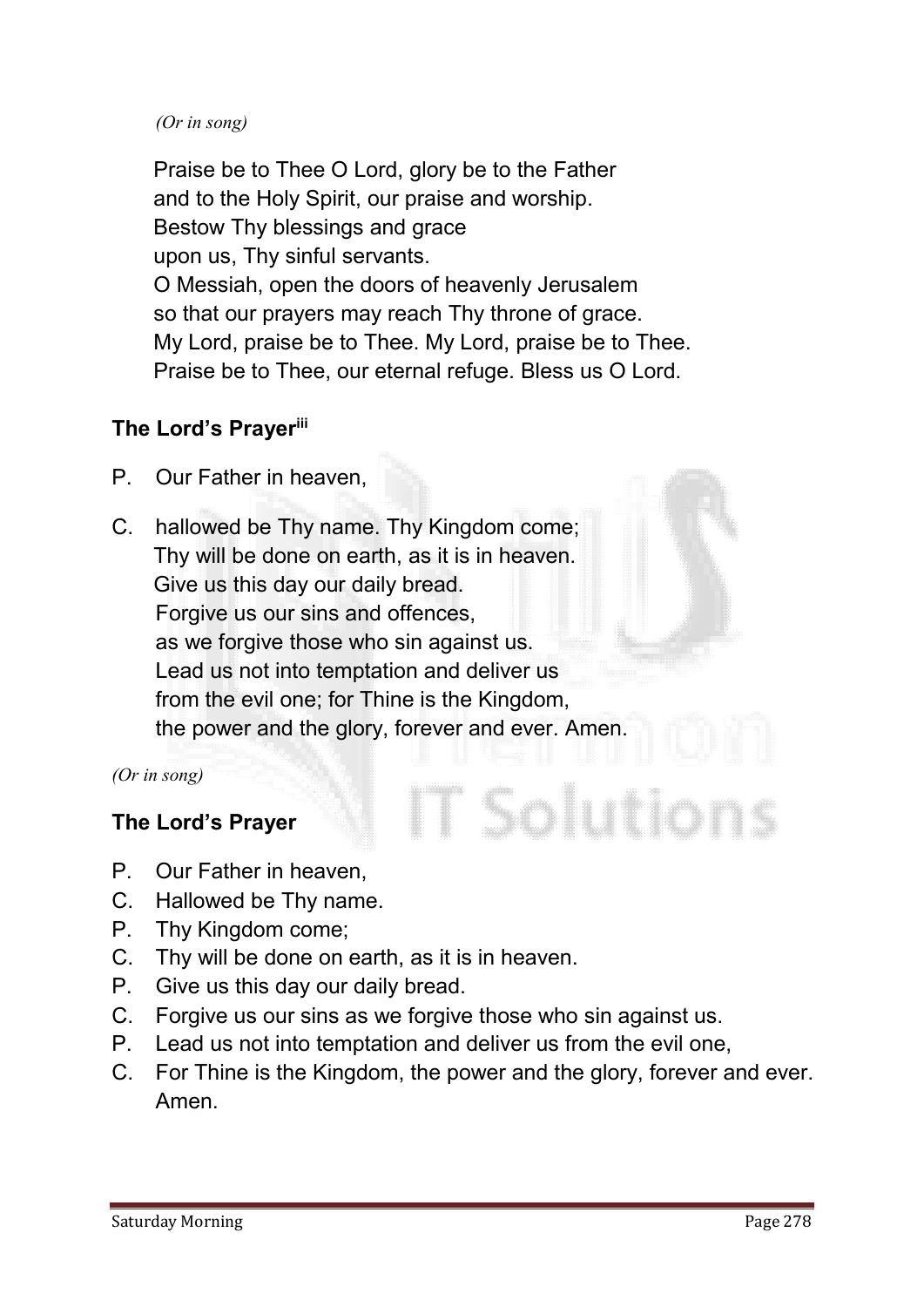*(Or in song)*

Praise be to Thee O Lord, glory be to the Father
and to the Holy Spirit, our praise and worship.
Bestow Thy blessings and grace
upon us, Thy sinful servants.
O Messiah, open the doors of heavenly Jerusalem
so that our prayers may reach Thy throne of grace.
My Lord, praise be to Thee. My Lord, praise be to Thee.
Praise be to Thee, our eternal refuge. Bless us O Lord.

**The Lord's Prayer**[iii]

P. Our Father in heaven,

C. hallowed be Thy name. Thy Kingdom come;
Thy will be done on earth, as it is in heaven.
Give us this day our daily bread.
Forgive us our sins and offences,
as we forgive those who sin against us.
Lead us not into temptation and deliver us
from the evil one; for Thine is the Kingdom,
the power and the glory, forever and ever. Amen.

*(Or in song)*

**The Lord's Prayer**

P. Our Father in heaven,
C. Hallowed be Thy name.
P. Thy Kingdom come;
C. Thy will be done on earth, as it is in heaven.
P. Give us this day our daily bread.
C. Forgive us our sins as we forgive those who sin against us.
P. Lead us not into temptation and deliver us from the evil one,
C. For Thine is the Kingdom, the power and the glory, forever and ever. Amen.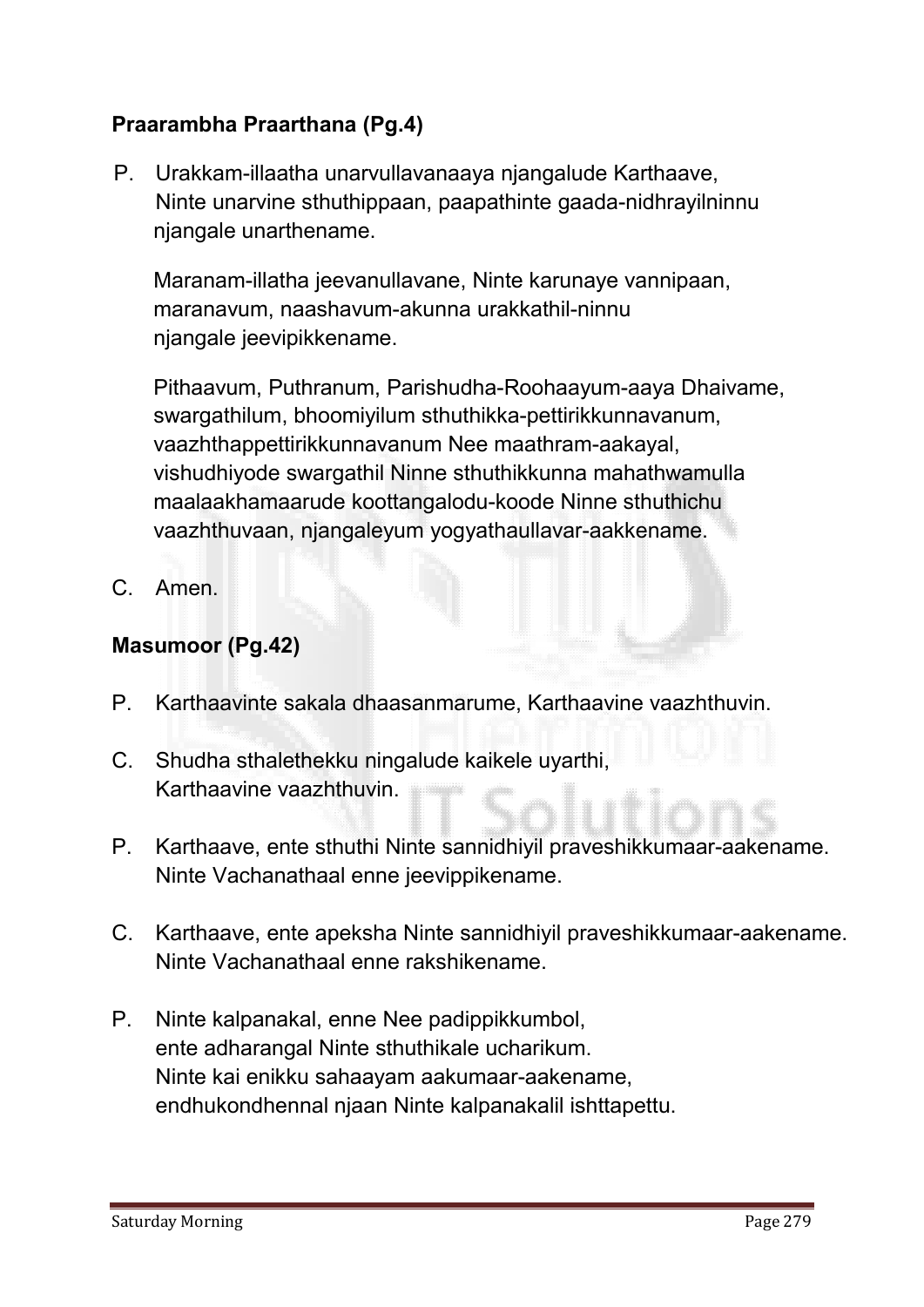**Praarambha Praarthana (Pg.4)**

P. Urakkam-illaatha unarvullavanaaya njangalude Karthaave,
Ninte unarvine sthuthippaan, paapathinte gaada-nidhrayilninnu
njangale unarthename.

Maranam-illatha jeevanullavane, Ninte karunaye vannipaan,
maranavum, naashavum-akunna urakkathil-ninnu
njangale jeevipikkename.

Pithaavum, Puthranum, Parishudha-Roohaayum-aaya Dhaivame,
swargathilum, bhoomiyilum sthuthikka-pettirikkunnavanum,
vaazhthappettirikkunnavanum Nee maathram-aakayal,
vishudhiyode swargathil Ninne sthuthikkunna mahathwamulla
maalaakhamaarude koottangalodu-koode Ninne sthuthichu
vaazhthuvaan, njangaleyum yogyathaullavar-aakkename.

C. Amen.

**Masumoor (Pg.42)**

P. Karthaavinte sakala dhaasanmarume, Karthaavine vaazhthuvin.

C. Shudha sthalethekku ningalude kaikele uyarthi,
Karthaavine vaazhthuvin.

P. Karthaave, ente sthuthi Ninte sannidhiyil praveshikkumaar-aakename.
Ninte Vachanathaal enne jeevippikename.

C. Karthaave, ente apeksha Ninte sannidhiyil praveshikkumaar-aakename.
Ninte Vachanathaal enne rakshikename.

P. Ninte kalpanakal, enne Nee padippikkumbol,
ente adharangal Ninte sthuthikale ucharikum.
Ninte kai enikku sahaayam aakumaar-aakename,
endhukondhennal njaan Ninte kalpanakalil ishttapettu.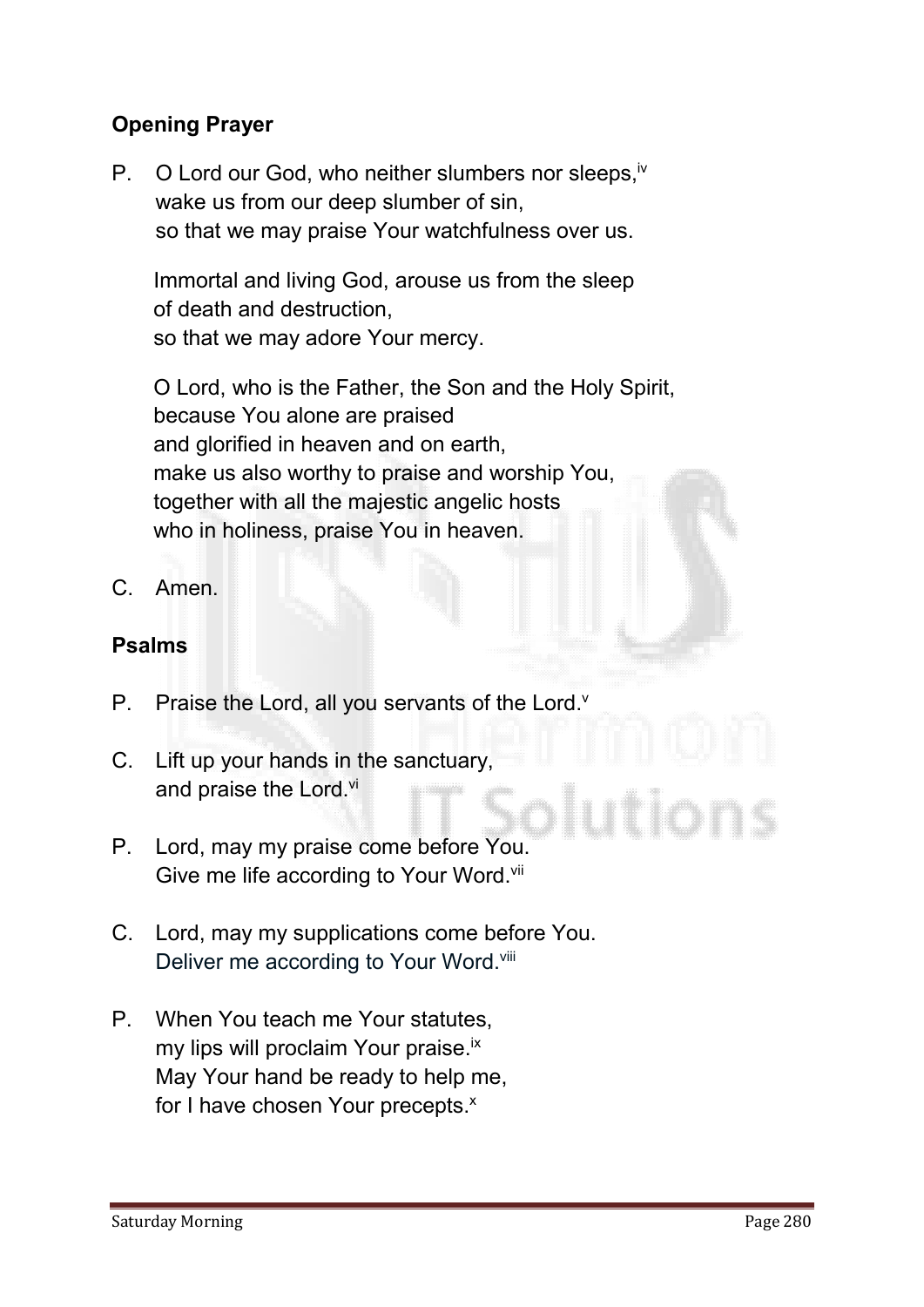**Opening Prayer**

P. O Lord our God, who neither slumbers nor sleeps,[iv]
wake us from our deep slumber of sin,
so that we may praise Your watchfulness over us.

Immortal and living God, arouse us from the sleep
of death and destruction,
so that we may adore Your mercy.

O Lord, who is the Father, the Son and the Holy Spirit,
because You alone are praised
and glorified in heaven and on earth,
make us also worthy to praise and worship You,
together with all the majestic angelic hosts
who in holiness, praise You in heaven.

C. Amen.

**Psalms**

P. Praise the Lord, all you servants of the Lord.[v]

C. Lift up your hands in the sanctuary,
and praise the Lord.[vi]

P. Lord, may my praise come before You.
Give me life according to Your Word.[vii]

C. Lord, may my supplications come before You.
Deliver me according to Your Word.[viii]

P. When You teach me Your statutes,
my lips will proclaim Your praise.[ix]
May Your hand be ready to help me,
for I have chosen Your precepts.[x]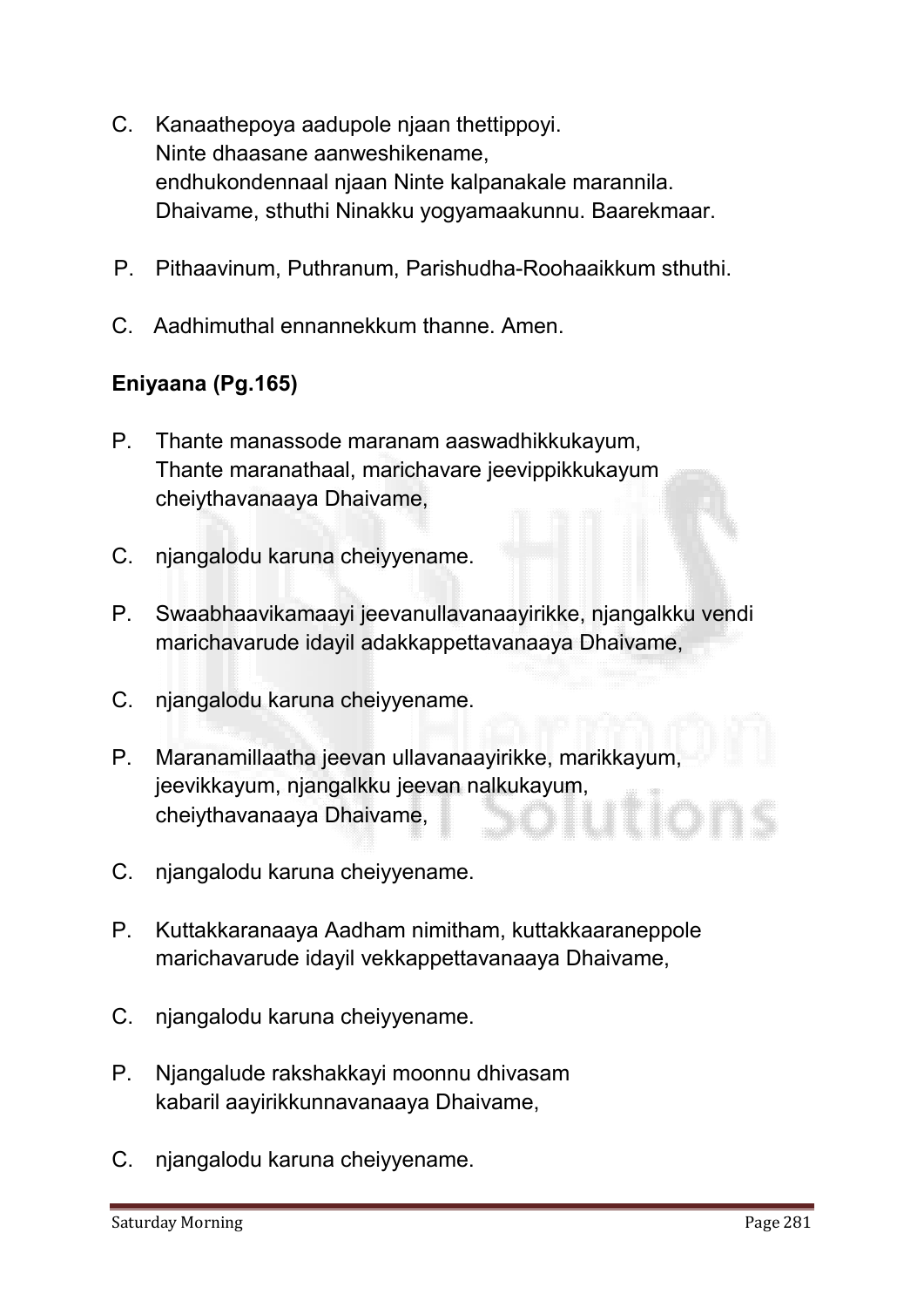C. Kanaathepoya aadupole njaan thettippoyi.
Ninte dhaasane aanweshikename,
endhukondennaal njaan Ninte kalpanakale marannila.
Dhaivame, sthuthi Ninakku yogyamaakunnu. Baarekmaar.

P. Pithaavinum, Puthranum, Parishudha-Roohaaikkum sthuthi.

C. Aadhimuthal ennannekkum thanne. Amen.

**Eniyaana (Pg.165)**

P. Thante manassode maranam aaswadhikkukayum,
Thante maranathaal, marichavare jeevippikkukayum
cheiythavanaaya Dhaivame,

C. njangalodu karuna cheiyyename.

P. Swaabhaavikamaayi jeevanullavanaayirikke, njangalkku vendi
marichavarude idayil adakkappettavanaaya Dhaivame,

C. njangalodu karuna cheiyyename.

P. Maranamillaatha jeevan ullavanaayirikke, marikkayum,
jeevikkayum, njangalkku jeevan nalkukayum,
cheiythavanaaya Dhaivame,

C. njangalodu karuna cheiyyename.

P. Kuttakkaranaaya Aadham nimitham, kuttakkaaraneppole
marichavarude idayil vekkappettavanaaya Dhaivame,

C. njangalodu karuna cheiyyename.

P. Njangalude rakshakkayi moonnu dhivasam
kabaril aayirikkunnavanaaya Dhaivame,

C. njangalodu karuna cheiyyename.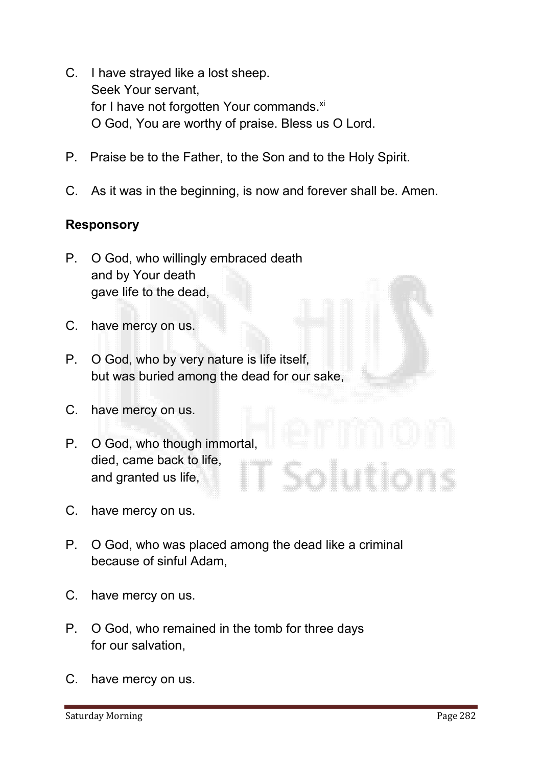C. I have strayed like a lost sheep.
Seek Your servant,
for I have not forgotten Your commands.[xi]
O God, You are worthy of praise. Bless us O Lord.

P. Praise be to the Father, to the Son and to the Holy Spirit.

C. As it was in the beginning, is now and forever shall be. Amen.

**Responsory**

P. O God, who willingly embraced death
and by Your death
gave life to the dead,

C. have mercy on us.

P. O God, who by very nature is life itself,
but was buried among the dead for our sake,

C. have mercy on us.

P. O God, who though immortal,
died, came back to life,
and granted us life,

C. have mercy on us.

P. O God, who was placed among the dead like a criminal
because of sinful Adam,

C. have mercy on us.

P. O God, who remained in the tomb for three days
for our salvation,

C. have mercy on us.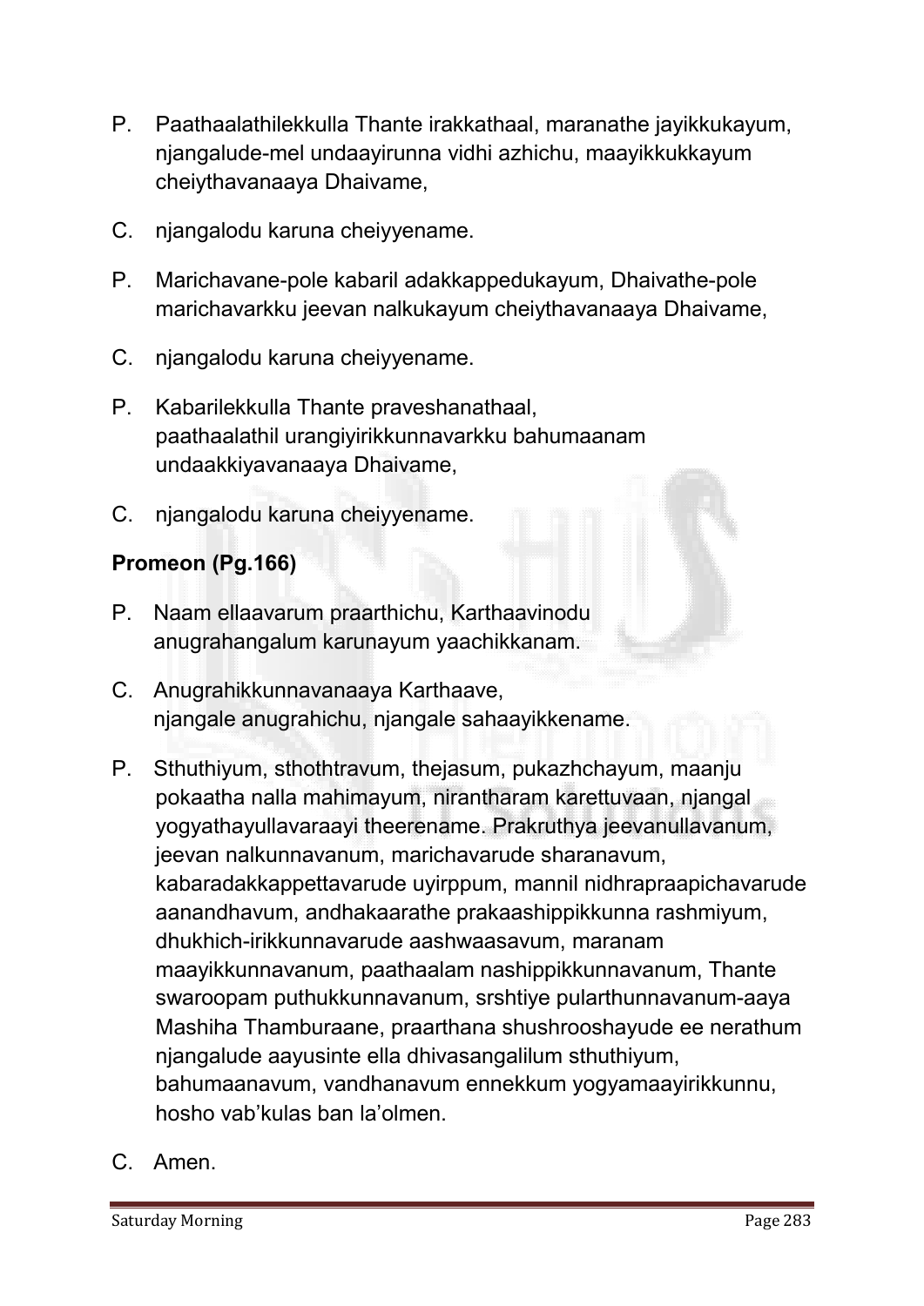P. Paathaalathilekkulla Thante irakkathaal, maranathe jayikkukayum, njangalude-mel undaayirunna vidhi azhichu, maayikkukkayum cheiythavanaaya Dhaivame,

C. njangalodu karuna cheiyyename.

P. Marichavane-pole kabaril adakkappedukayum, Dhaivathe-pole marichavarkku jeevan nalkukayum cheiythavanaaya Dhaivame,

C. njangalodu karuna cheiyyename.

P. Kabarilekkulla Thante praveshanathaal, paathaalathil urangiyirikkunnavarkku bahumaanam undaakkiyavanaaya Dhaivame,

C. njangalodu karuna cheiyyename.

**Promeon (Pg.166)**

P. Naam ellaavarum praarthichu, Karthaavinodu anugrahangalum karunayum yaachikkanam.

C. Anugrahikkunnavanaaya Karthaave, njangale anugrahichu, njangale sahaayikkename.

P. Sthuthiyum, sthothtravum, thejasum, pukazhchayum, maanju pokaatha nalla mahimayum, nirantharam karettuvaan, njangal yogyathayullavaraayi theerename. Prakruthya jeevanullavanum, jeevan nalkunnavanum, marichavarude sharanavum, kabaradakkappettavarude uyirppum, mannil nidhrapraapichavarude aanandhavum, andhakaarathe prakaashippikkunna rashmiyum, dhukhich-irikkunnavarude aashwaasavum, maranam maayikkunnavanum, paathaalam nashippikkunnavanum, Thante swaroopam puthukkunnavanum, srshtiye pularthunnavanum-aaya Mashiha Thamburaane, praarthana shushrooshayude ee nerathum njangalude aayusinte ella dhivasangalilum sthuthiyum, bahumaanavum, vandhanavum ennekkum yogyamaayirikkunnu, hosho vab'kulas ban la'olmen.

C. Amen.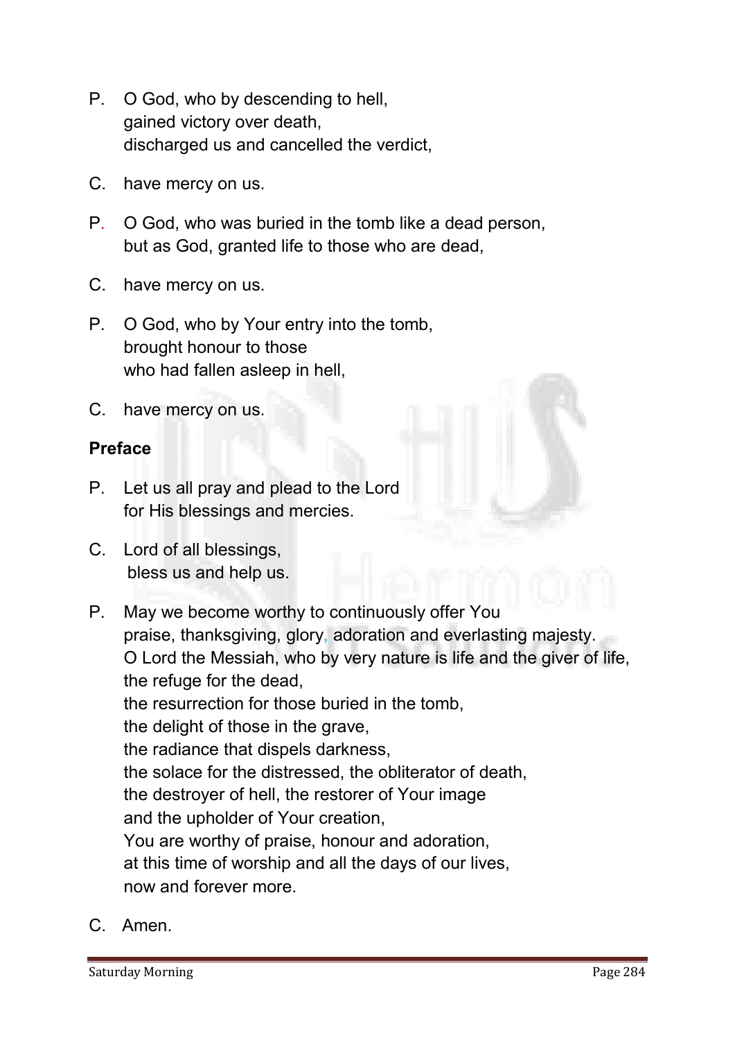P. O God, who by descending to hell,
gained victory over death,
discharged us and cancelled the verdict,

C. have mercy on us.

P. O God, who was buried in the tomb like a dead person,
but as God, granted life to those who are dead,

C. have mercy on us.

P. O God, who by Your entry into the tomb,
brought honour to those
who had fallen asleep in hell,

C. have mercy on us.

**Preface**

P. Let us all pray and plead to the Lord
for His blessings and mercies.

C. Lord of all blessings,
bless us and help us.

P. May we become worthy to continuously offer You
praise, thanksgiving, glory, adoration and everlasting majesty.
O Lord the Messiah, who by very nature is life and the giver of life,
the refuge for the dead,
the resurrection for those buried in the tomb,
the delight of those in the grave,
the radiance that dispels darkness,
the solace for the distressed, the obliterator of death,
the destroyer of hell, the restorer of Your image
and the upholder of Your creation,
You are worthy of praise, honour and adoration,
at this time of worship and all the days of our lives,
now and forever more.

C. Amen.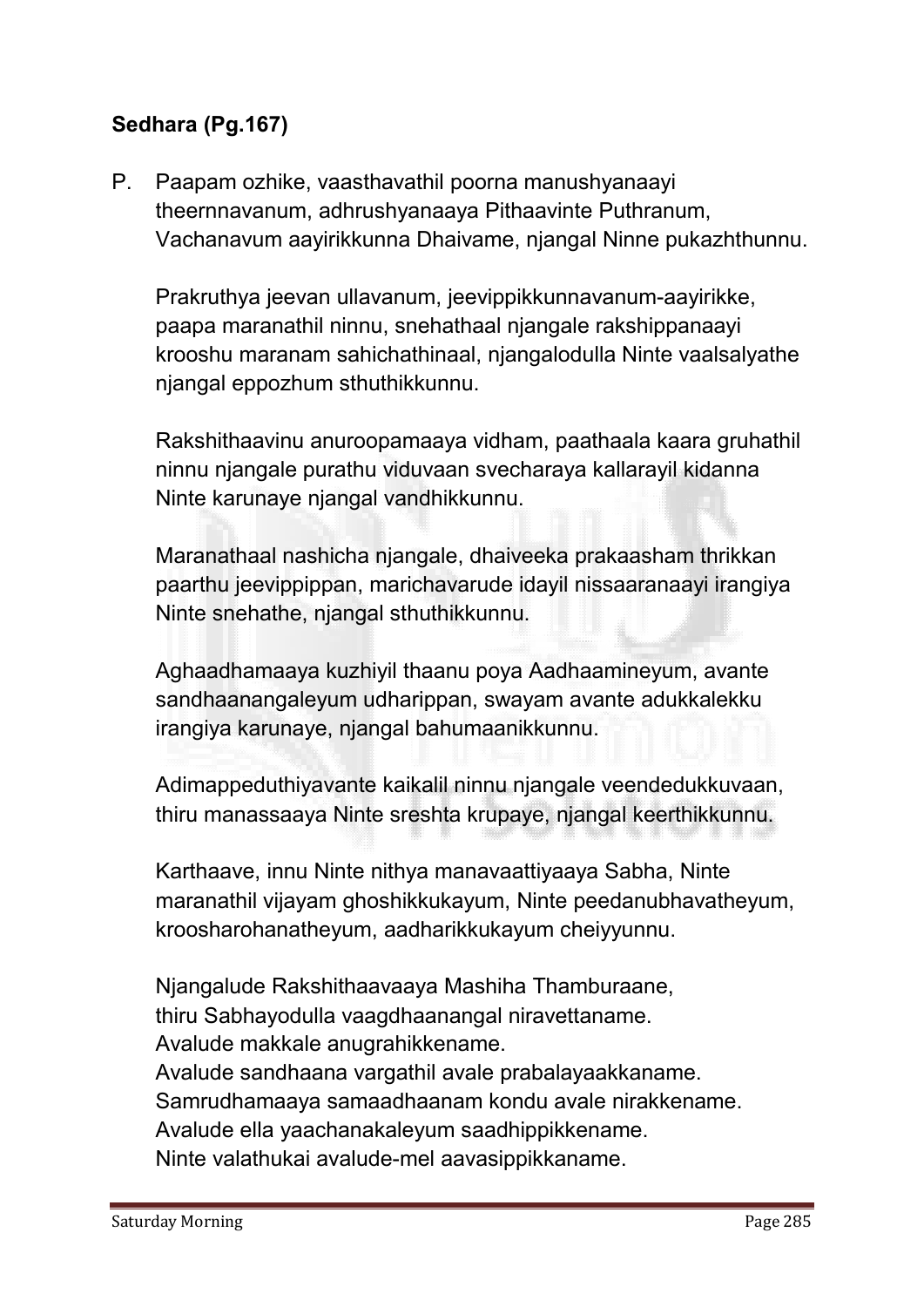**Sedhara (Pg.167)**

P. Paapam ozhike, vaasthavathil poorna manushyanaayi theernnavanum, adhrushyanaaya Pithaavinte Puthranum, Vachanavum aayirikkunna Dhaivame, njangal Ninne pukazhthunnu.

Prakruthya jeevan ullavanum, jeevippikkunnavanum-aayirikke, paapa maranathil ninnu, snehathaal njangale rakshippanaayi krooshu maranam sahichathinaal, njangalodulla Ninte vaalsalyathe njangal eppozhum sthuthikkunnu.

Rakshithaavinu anuroopamaaya vidham, paathaala kaara gruhathil ninnu njangale purathu viduvaan svecharaya kallarayil kidanna Ninte karunaye njangal vandhikkunnu.

Maranathaal nashicha njangale, dhaiveeka prakaasham thrikkan paarthu jeevippippan, marichavarude idayil nissaaranaayi irangiya Ninte snehathe, njangal sthuthikkunnu.

Aghaadhamaaya kuzhiyil thaanu poya Aadhaamineyum, avante sandhaanangaleyum udharippan, swayam avante adukkalekku irangiya karunaye, njangal bahumaanikkunnu.

Adimappeduthiyavante kaikalil ninnu njangale veendedukkuvaan, thiru manassaaya Ninte sreshta krupaye, njangal keerthikkunnu.

Karthaave, innu Ninte nithya manavaattiyaaya Sabha, Ninte maranathil vijayam ghoshikkukayum, Ninte peedanubhavatheyum, kroosharohanatheyum, aadharikkukayum cheiyyunnu.

Njangalude Rakshithaavaaya Mashiha Thamburaane,
thiru Sabhayodulla vaagdhaanangal niravettaname.
Avalude makkale anugrahikkename.
Avalude sandhaana vargathil avale prabalayaakkaname.
Samrudhamaaya samaadhaanam kondu avale nirakkename.
Avalude ella yaachanakaleyum saadhippikkename.
Ninte valathukai avalude-mel aavasippikkaname.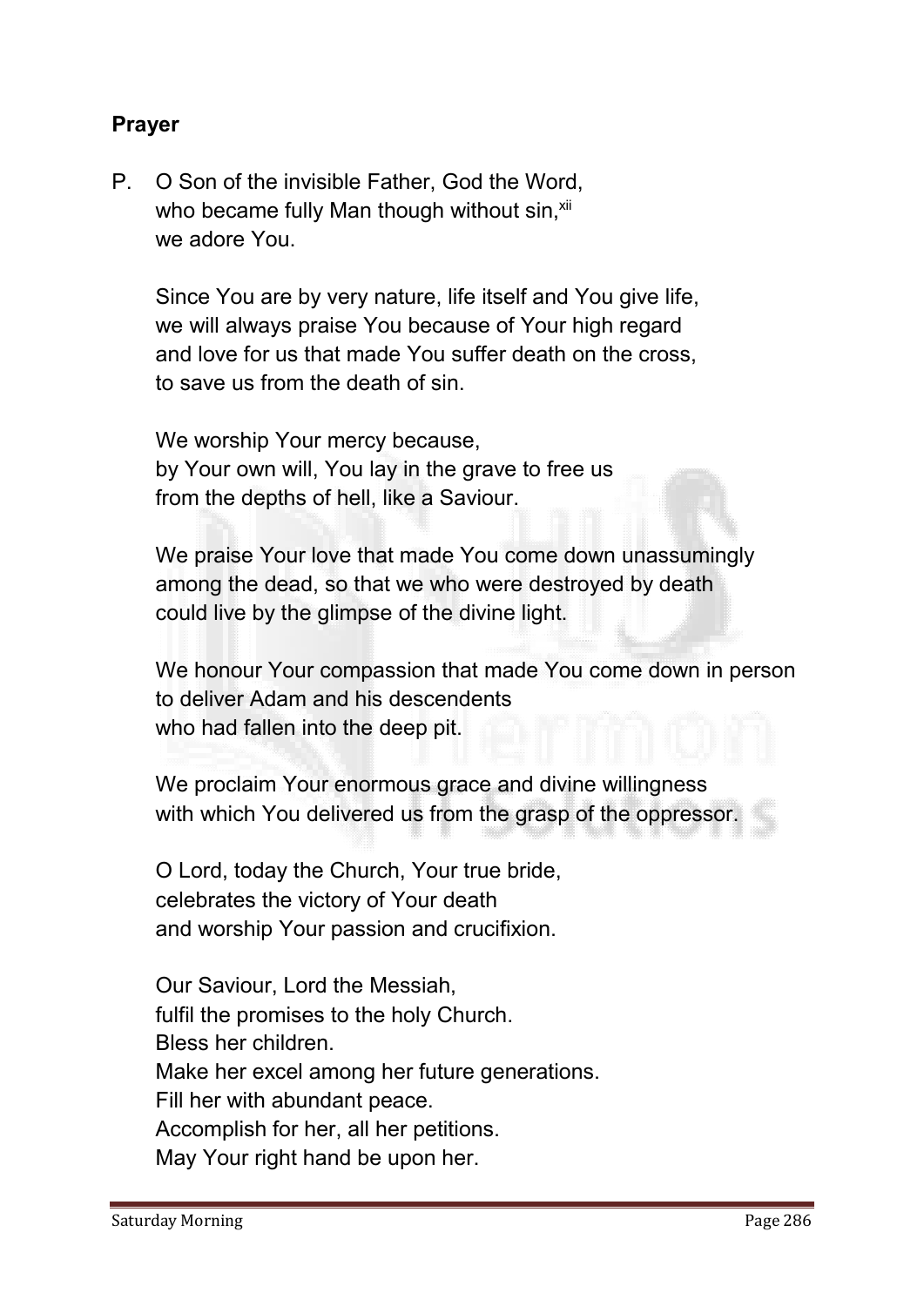**Prayer**

P. O Son of the invisible Father, God the Word,
who became fully Man though without sin,[xii]
we adore You.

Since You are by very nature, life itself and You give life,
we will always praise You because of Your high regard
and love for us that made You suffer death on the cross,
to save us from the death of sin.

We worship Your mercy because,
by Your own will, You lay in the grave to free us
from the depths of hell, like a Saviour.

We praise Your love that made You come down unassumingly
among the dead, so that we who were destroyed by death
could live by the glimpse of the divine light.

We honour Your compassion that made You come down in person
to deliver Adam and his descendents
who had fallen into the deep pit.

We proclaim Your enormous grace and divine willingness
with which You delivered us from the grasp of the oppressor.

O Lord, today the Church, Your true bride,
celebrates the victory of Your death
and worship Your passion and crucifixion.

Our Saviour, Lord the Messiah,
fulfil the promises to the holy Church.
Bless her children.
Make her excel among her future generations.
Fill her with abundant peace.
Accomplish for her, all her petitions.
May Your right hand be upon her.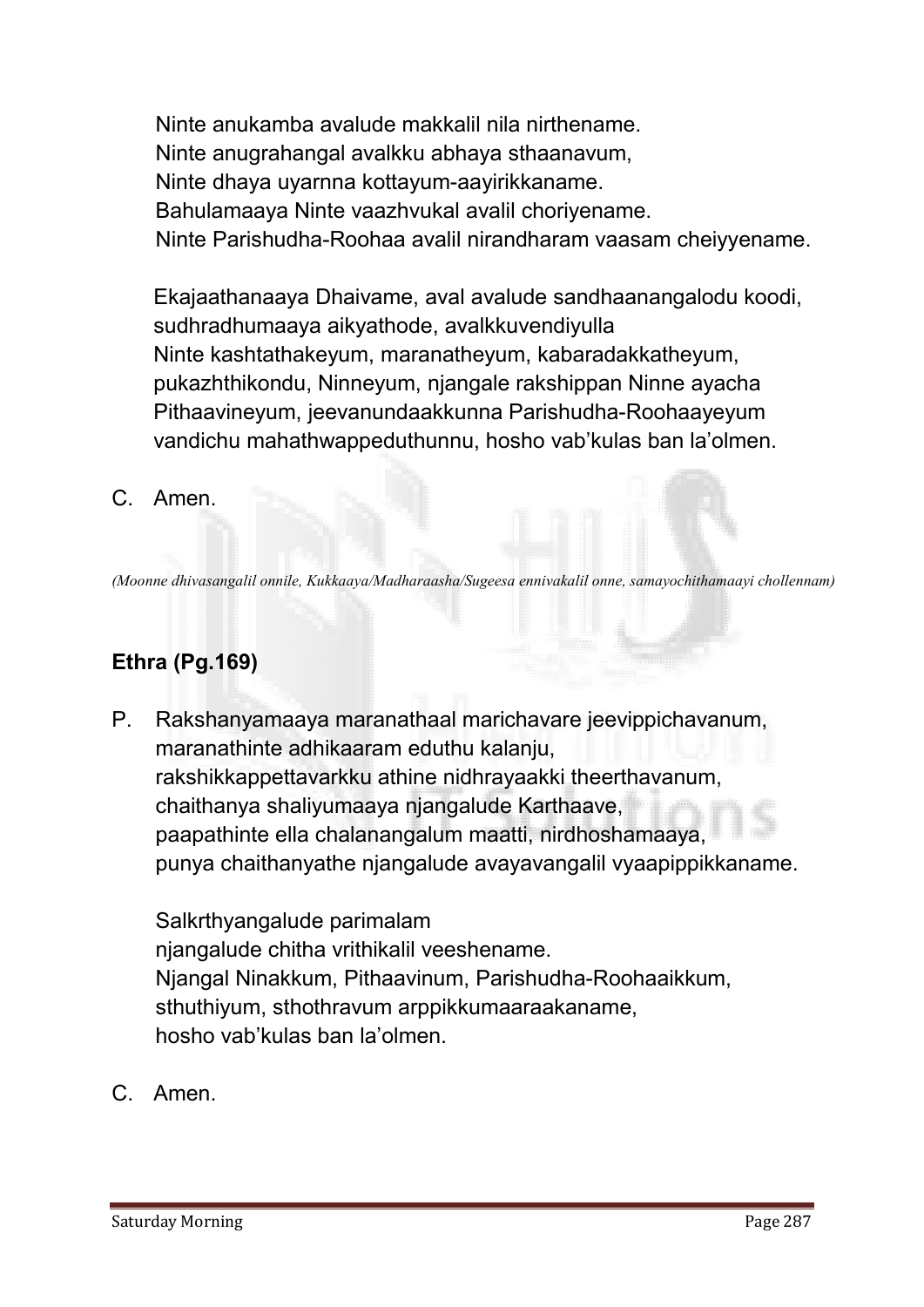Ninte anukamba avalude makkalil nila nirthename.
Ninte anugrahangal avalkku abhaya sthaanavum,
Ninte dhaya uyarnna kottayum-aayirikkaname.
Bahulamaaya Ninte vaazhvukal avalil choriyename.
Ninte Parishudha-Roohaa avalil nirandharam vaasam cheiyyename.

Ekajaathanaaya Dhaivame, aval avalude sandhaanangalodu koodi, sudhradhumaaya aikyathode, avalkkuvendiyulla Ninte kashtathakeyum, maranatheyum, kabaradakkatheyum, pukazhthikondu, Ninneyum, njangale rakshippan Ninne ayacha Pithaavineyum, jeevanundaakkunna Parishudha-Roohaayeyum vandichu mahathwappeduthunnu, hosho vab'kulas ban la'olmen.

C. Amen.

*(Moonne dhivasangalil onnile, Kukkaaya/Madharaasha/Sugeesa ennivakalil onne, samayochithamaayi chollennam)*

**Ethra (Pg.169)**

P. Rakshanyamaaya maranathaal marichavare jeevippichavanum, maranathinte adhikaaram eduthu kalanju, rakshikkappettavarkku athine nidhrayaakki theerthavanum, chaithanya shaliyumaaya njangalude Karthaave, paapathinte ella chalanangalum maatti, nirdhoshamaaya, punya chaithanyathe njangalude avayavangalil vyaapippikkaname.

Salkrthyangalude parimalam
njangalude chitha vrithikalil veeshename.
Njangal Ninakkum, Pithaavinum, Parishudha-Roohaaikkum,
sthuthiyum, sthothravum arppikkumaaraakaname,
hosho vab'kulas ban la'olmen.

C. Amen.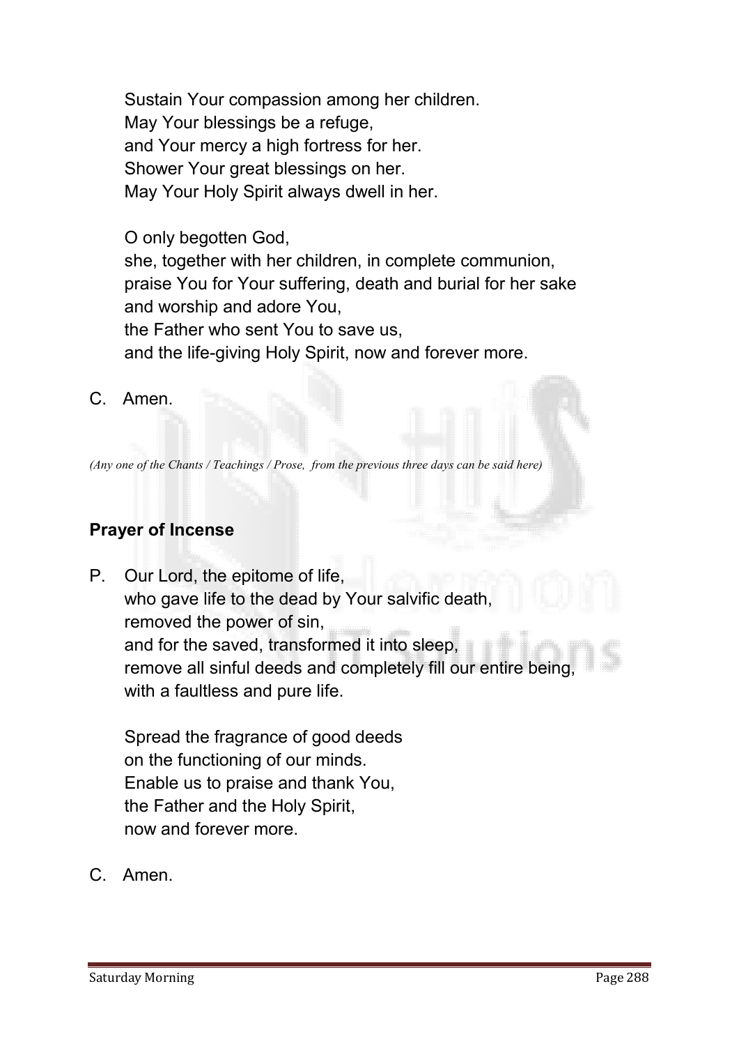Sustain Your compassion among her children.
May Your blessings be a refuge,
and Your mercy a high fortress for her.
Shower Your great blessings on her.
May Your Holy Spirit always dwell in her.

O only begotten God,
she, together with her children, in complete communion,
praise You for Your suffering, death and burial for her sake
and worship and adore You,
the Father who sent You to save us,
and the life-giving Holy Spirit, now and forever more.

C. Amen.

*(Any one of the Chants / Teachings / Prose, from the previous three days can be said here)*

**Prayer of Incense**

P. Our Lord, the epitome of life,
who gave life to the dead by Your salvific death,
removed the power of sin,
and for the saved, transformed it into sleep,
remove all sinful deeds and completely fill our entire being,
with a faultless and pure life.

Spread the fragrance of good deeds
on the functioning of our minds.
Enable us to praise and thank You,
the Father and the Holy Spirit,
now and forever more.

C. Amen.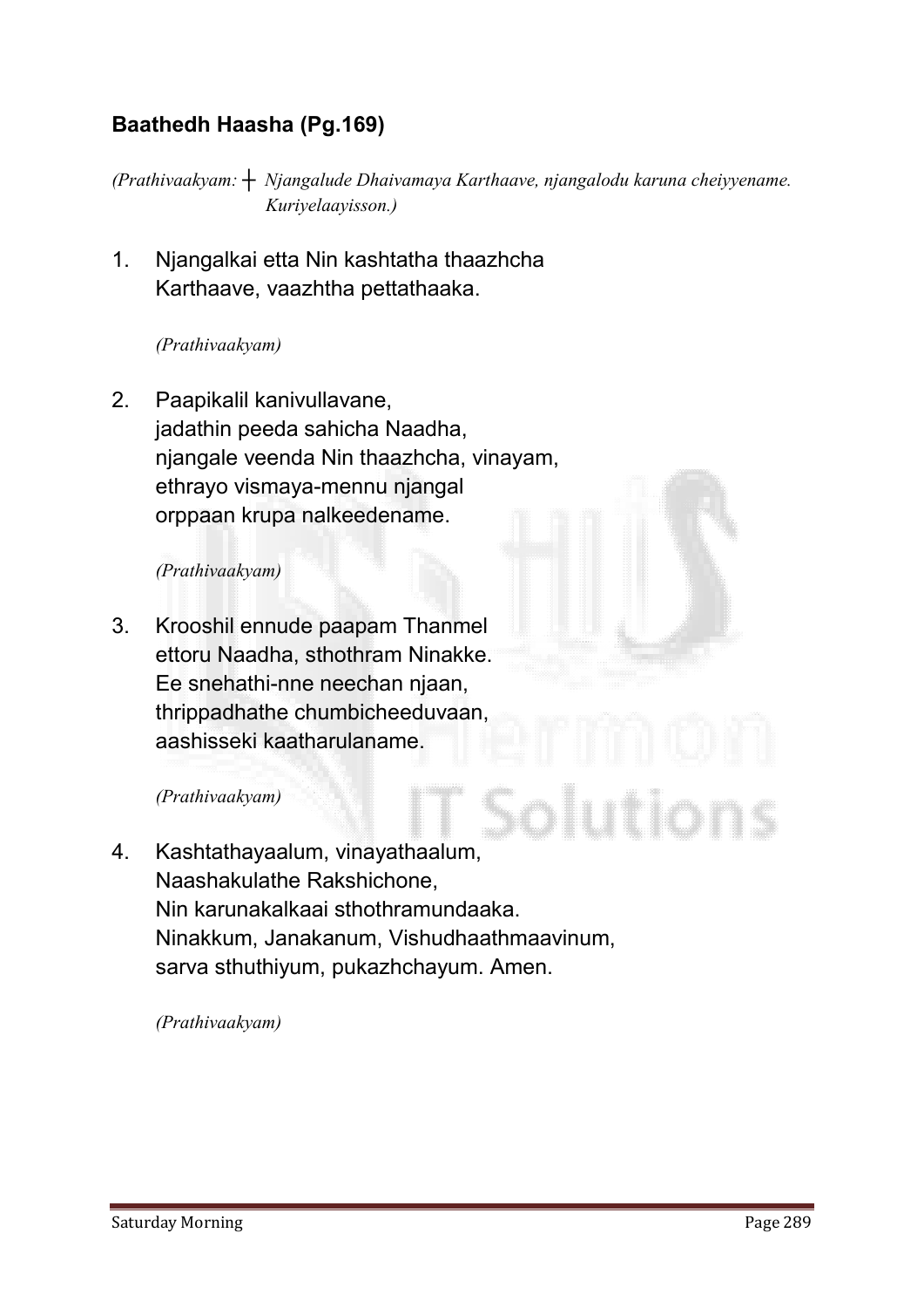## Baathedh Haasha (Pg.169)

*(Prathivaakyam: ┼ Njangalude Dhaivamaya Karthaave, njangalodu karuna cheiyyename. Kuriyelaayisson.)*

1. Njangalkai etta Nin kashtatha thaazhcha
   Karthaave, vaazhtha pettathaaka.

   *(Prathivaakyam)*

2. Paapikalil kanivullavane,
   jadathin peeda sahicha Naadha,
   njangale veenda Nin thaazhcha, vinayam,
   ethrayo vismaya-mennu njangal
   orppaan krupa nalkeedename.

   *(Prathivaakyam)*

3. Krooshil ennude paapam Thanmel
   ettoru Naadha, sthothram Ninakke.
   Ee snehathi-nne neechan njaan,
   thrippadhathe chumbicheeduvaan,
   aashisseki kaatharulaname.

   *(Prathivaakyam)*

4. Kashtathayaalum, vinayathaalum,
   Naashakulathe Rakshichone,
   Nin karunakalkaai sthothramundaaka.
   Ninakkum, Janakanum, Vishudhaathmaavinum,
   sarva sthuthiyum, pukazhchayum. Amen.

   *(Prathivaakyam)*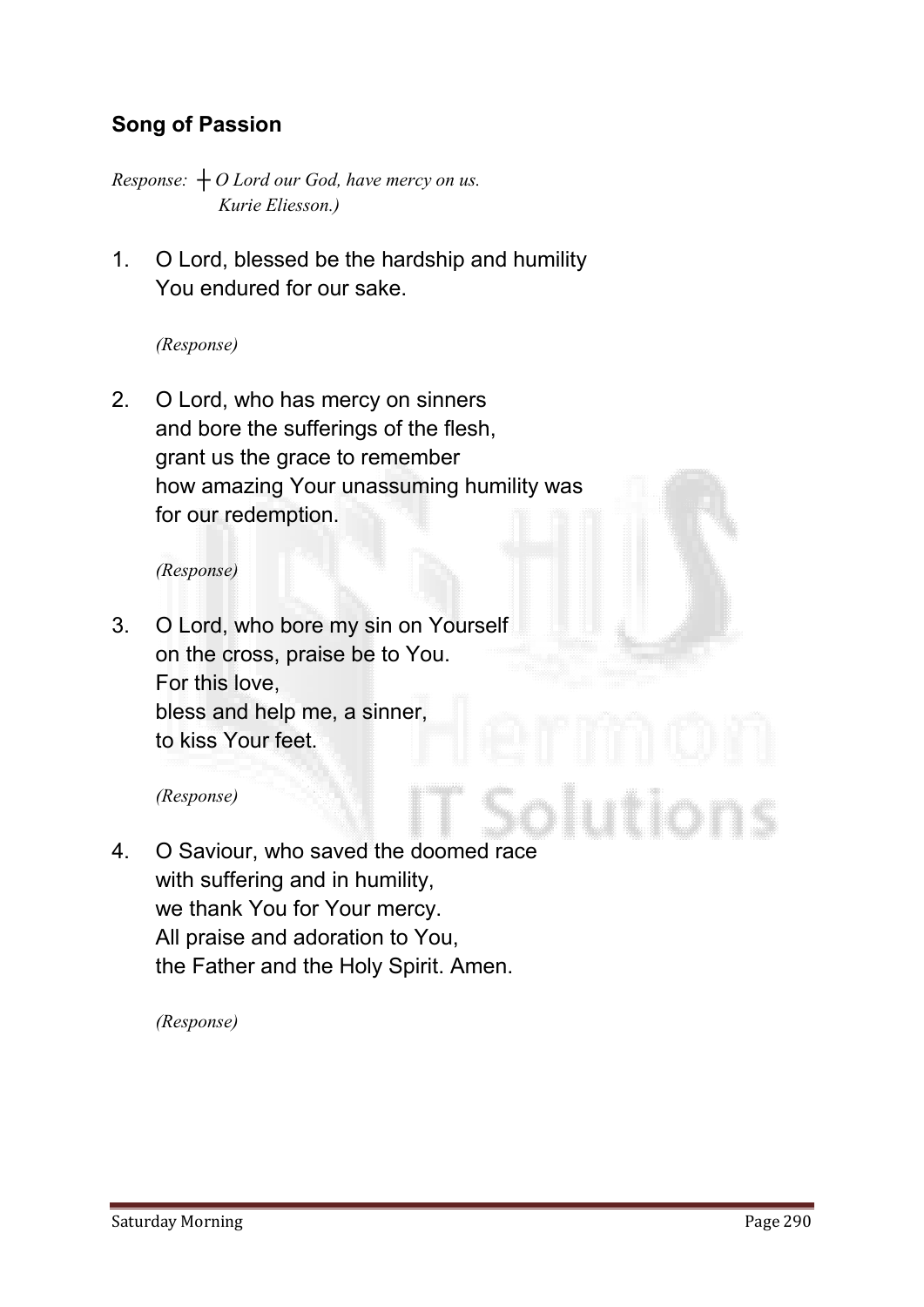## Song of Passion

*Response: ┼ O Lord our God, have mercy on us.*
*Kurie Eliesson.)*

1. O Lord, blessed be the hardship and humility
   You endured for our sake.

   *(Response)*

2. O Lord, who has mercy on sinners
   and bore the sufferings of the flesh,
   grant us the grace to remember
   how amazing Your unassuming humility was
   for our redemption.

   *(Response)*

3. O Lord, who bore my sin on Yourself
   on the cross, praise be to You.
   For this love,
   bless and help me, a sinner,
   to kiss Your feet.

   *(Response)*

4. O Saviour, who saved the doomed race
   with suffering and in humility,
   we thank You for Your mercy.
   All praise and adoration to You,
   the Father and the Holy Spirit. Amen.

   *(Response)*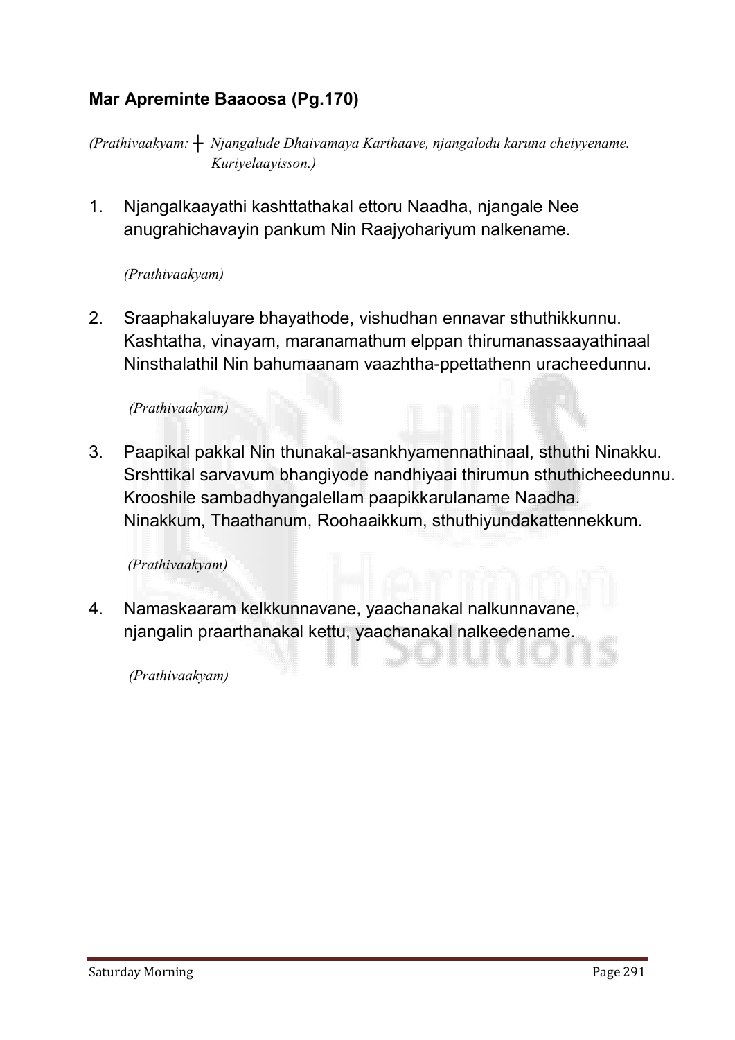## Mar Apreminte Baaoosa (Pg.170)

*(Prathivaakyam: ┼ Njangalude Dhaivamaya Karthaave, njangalodu karuna cheiyyename. Kuriyelaayisson.)*

1. Njangalkaayathi kashttathakal ettoru Naadha, njangale Nee anugrahichavayin pankum Nin Raajyohariyum nalkename.

   *(Prathivaakyam)*

2. Sraaphakaluyare bhayathode, vishudhan ennavar sthuthikkunnu. Kashtatha, vinayam, maranamathum elppan thirumanassaayathinaal Ninsthalathil Nin bahumaanam vaazhtha-ppettathenn uracheedunnu.

   *(Prathivaakyam)*

3. Paapikal pakkal Nin thunakal-asankhyamennathinaal, sthuthi Ninakku. Srshttikal sarvavum bhangiyode nandhiyaai thirumun sthuthicheedunnu. Krooshile sambadhyangalellam paapikkarulaname Naadha. Ninakkum, Thaathanum, Roohaaikkum, sthuthiyundakattennekkum.

   *(Prathivaakyam)*

4. Namaskaaram kelkkunnavane, yaachanakal nalkunnavane, njangalin praarthanakal kettu, yaachanakal nalkeedename.

   *(Prathivaakyam)*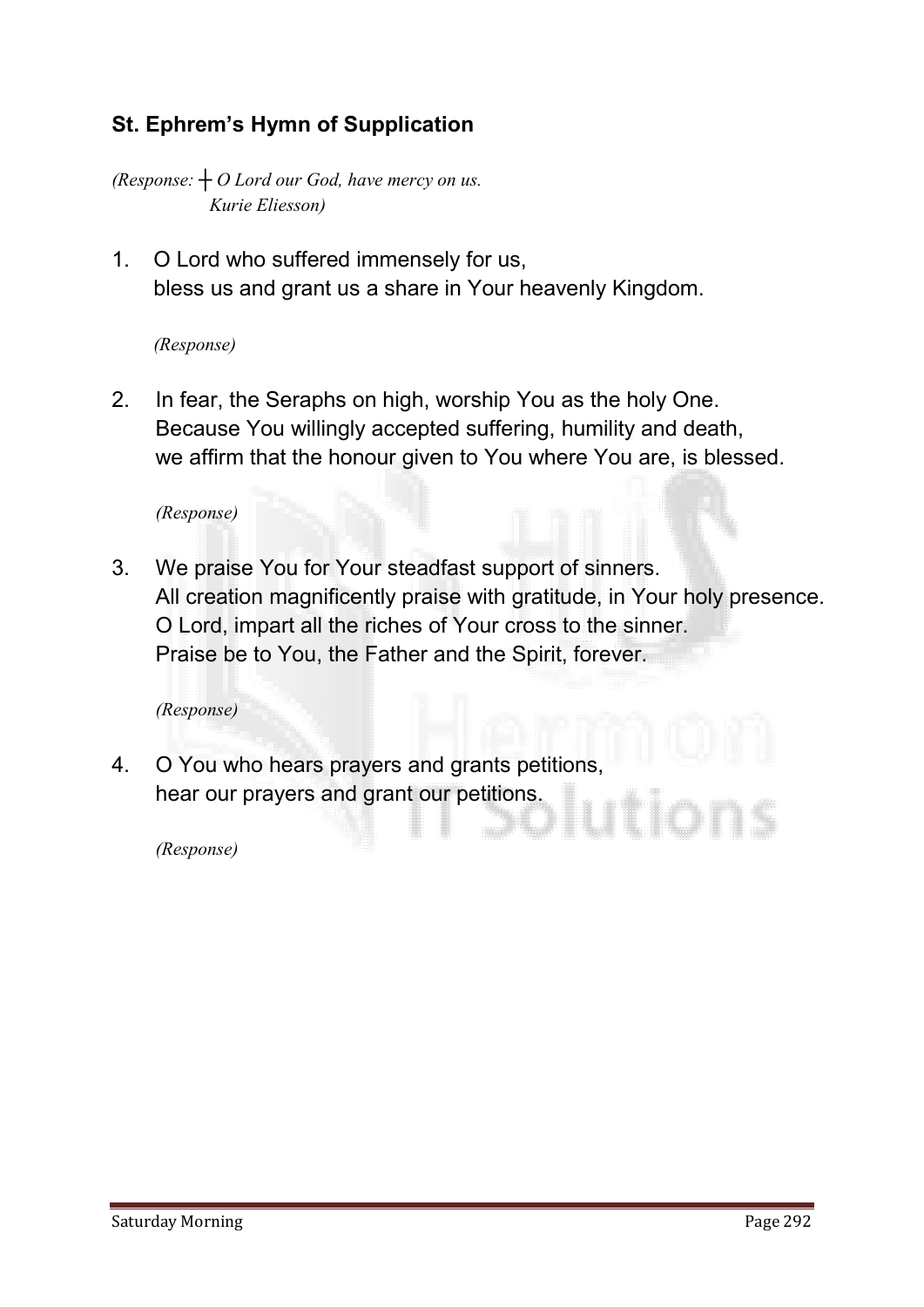## St. Ephrem's Hymn of Supplication

*(Response: ┼ O Lord our God, have mercy on us.*
*Kurie Eliesson)*

1. O Lord who suffered immensely for us,
   bless us and grant us a share in Your heavenly Kingdom.

   *(Response)*

2. In fear, the Seraphs on high, worship You as the holy One.
   Because You willingly accepted suffering, humility and death,
   we affirm that the honour given to You where You are, is blessed.

   *(Response)*

3. We praise You for Your steadfast support of sinners.
   All creation magnificently praise with gratitude, in Your holy presence.
   O Lord, impart all the riches of Your cross to the sinner.
   Praise be to You, the Father and the Spirit, forever.

   *(Response)*

4. O You who hears prayers and grants petitions,
   hear our prayers and grant our petitions.

   *(Response)*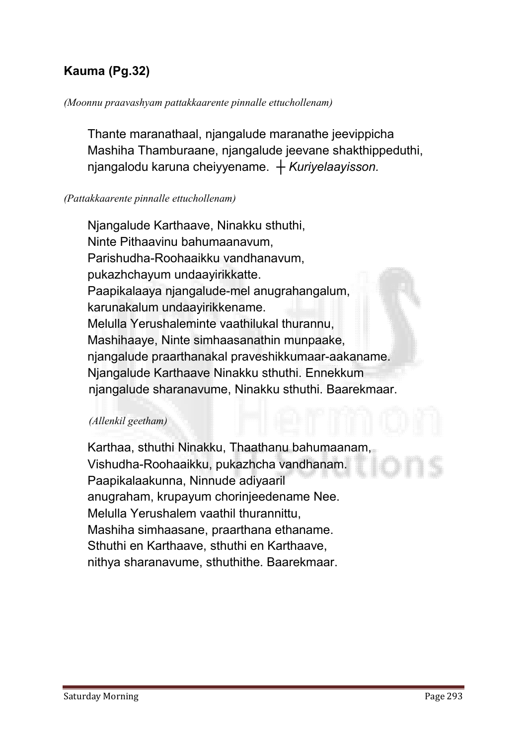## Kauma (Pg.32)

*(Moonnu praavashyam pattakkaarente pinnalle ettuchollenam)*

Thante maranathaal, njangalude maranathe jeevippicha
Mashiha Thamburaane, njangalude jeevane shakthippeduthi,
njangalodu karuna cheiyyename. ┼ *Kuriyelaayisson.*

*(Pattakkaarente pinnalle ettuchollenam)*

Njangalude Karthaave, Ninakku sthuthi,
Ninte Pithaavinu bahumaanavum,
Parishudha-Roohaaikku vandhanavum,
pukazhchayum undaayirikkatte.
Paapikalaaya njangalude-mel anugrahangalum,
karunakalum undaayirikkename.
Melulla Yerushaleminte vaathilukal thurannu,
Mashihaaye, Ninte simhaasanathin munpaake,
njangalude praarthanakal praveshikkumaar-aakaname.
Njangalude Karthaave Ninakku sthuthi. Ennekkum
njangalude sharanavume, Ninakku sthuthi. Baarekmaar.

*(Allenkil geetham)*

Karthaa, sthuthi Ninakku, Thaathanu bahumaanam,
Vishudha-Roohaaikku, pukazhcha vandhanam.
Paapikalaakunna, Ninnude adiyaaril
anugraham, krupayum chorinjeedename Nee.
Melulla Yerushalem vaathil thurannittu,
Mashiha simhaasane, praarthana ethaname.
Sthuthi en Karthaave, sthuthi en Karthaave,
nithya sharanavume, sthuthithe. Baarekmaar.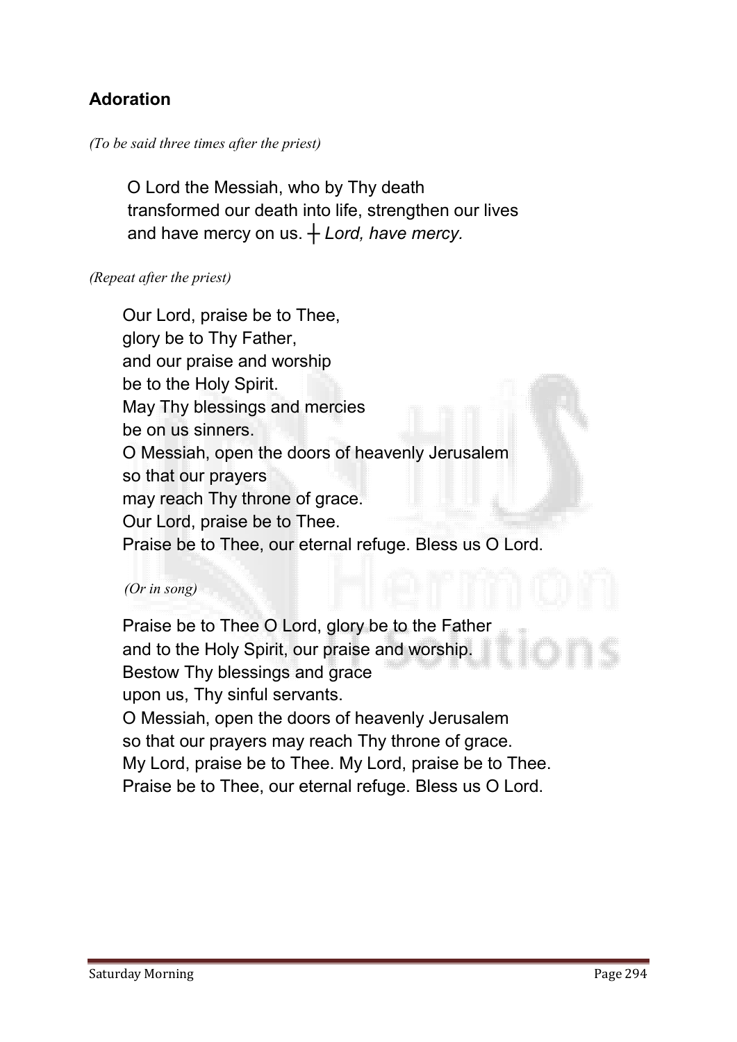## Adoration

*(To be said three times after the priest)*

O Lord the Messiah, who by Thy death
transformed our death into life, strengthen our lives
and have mercy on us. ┼ *Lord, have mercy.*

*(Repeat after the priest)*

Our Lord, praise be to Thee,
glory be to Thy Father,
and our praise and worship
be to the Holy Spirit.
May Thy blessings and mercies
be on us sinners.
O Messiah, open the doors of heavenly Jerusalem
so that our prayers
may reach Thy throne of grace.
Our Lord, praise be to Thee.
Praise be to Thee, our eternal refuge. Bless us O Lord.

*(Or in song)*

Praise be to Thee O Lord, glory be to the Father
and to the Holy Spirit, our praise and worship.
Bestow Thy blessings and grace
upon us, Thy sinful servants.
O Messiah, open the doors of heavenly Jerusalem
so that our prayers may reach Thy throne of grace.
My Lord, praise be to Thee. My Lord, praise be to Thee.
Praise be to Thee, our eternal refuge. Bless us O Lord.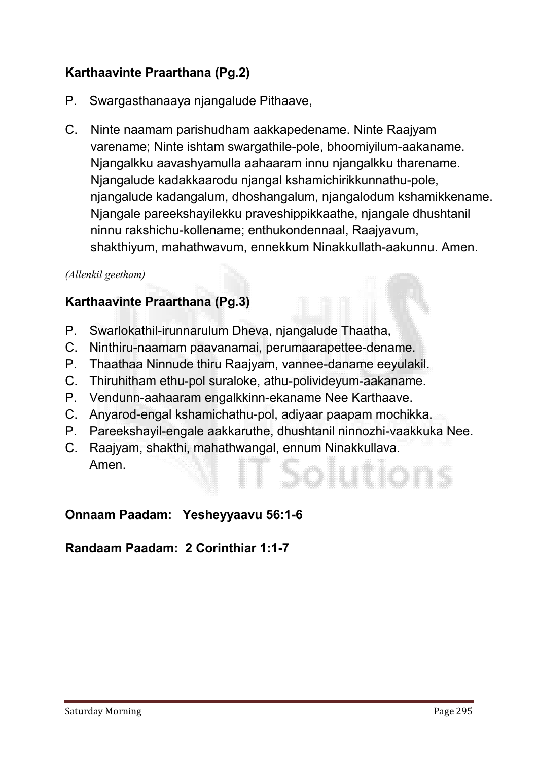**Karthaavinte Praarthana (Pg.2)**

P. Swargasthanaaya njangalude Pithaave,

C. Ninte naamam parishudham aakkapedename. Ninte Raajyam varename; Ninte ishtam swargathile-pole, bhoomiyilum-aakaname. Njangalkku aavashyamulla aahaaram innu njangalkku tharename. Njangalude kadakkaarodu njangal kshamichirikkunnathu-pole, njangalude kadangalum, dhoshangalum, njangalodum kshamikkename. Njangale pareekshayilekku praveshippikkaathe, njangale dhushtanil ninnu rakshichu-kollename; enthukondennaal, Raajyavum, shakthiyum, mahathwavum, ennekkum Ninakkullath-aakunnu. Amen.

*(Allenkil geetham)*

**Karthaavinte Praarthana (Pg.3)**

P. Swarlokathil-irunnarulum Dheva, njangalude Thaatha,
C. Ninthiru-naamam paavanamai, perumaarapettee-dename.
P. Thaathaa Ninnude thiru Raajyam, vannee-daname eeyulakil.
C. Thiruhitham ethu-pol suraloke, athu-polivideyum-aakaname.
P. Vendunn-aahaaram engalkkinn-ekaname Nee Karthaave.
C. Anyarod-engal kshamichathu-pol, adiyaar paapam mochikka.
P. Pareekshayil-engale aakkaruthe, dhushtanil ninnozhi-vaakkuka Nee.
C. Raajyam, shakthi, mahathwangal, ennum Ninakkullava.
Amen.

**Onnaam Paadam: Yesheyyaavu 56:1-6**

**Randaam Paadam: 2 Corinthiar 1:1-7**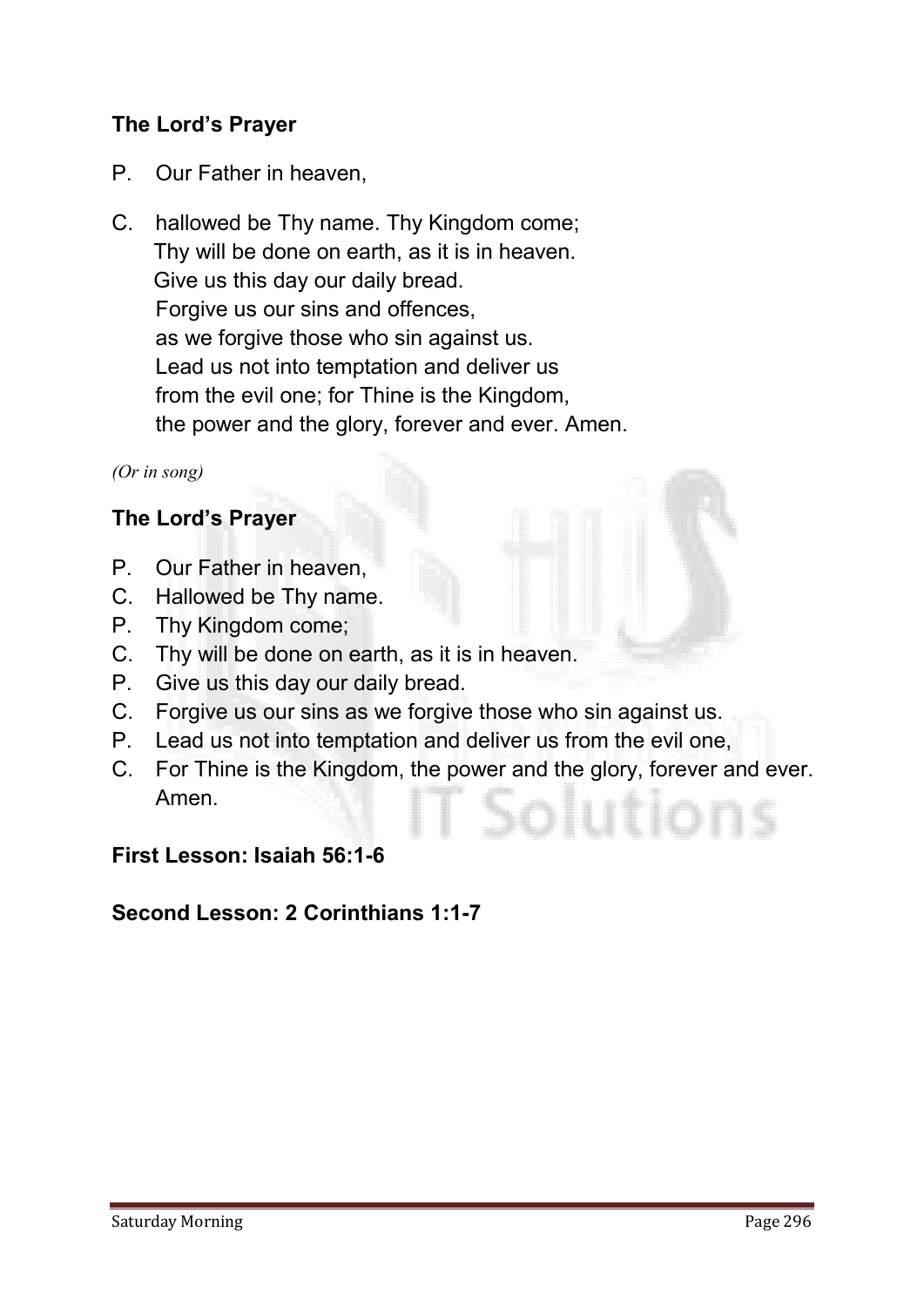**The Lord's Prayer**

P. Our Father in heaven,

C. hallowed be Thy name. Thy Kingdom come;
Thy will be done on earth, as it is in heaven.
Give us this day our daily bread.
Forgive us our sins and offences,
as we forgive those who sin against us.
Lead us not into temptation and deliver us
from the evil one; for Thine is the Kingdom,
the power and the glory, forever and ever. Amen.

*(Or in song)*

**The Lord's Prayer**

P. Our Father in heaven,
C. Hallowed be Thy name.
P. Thy Kingdom come;
C. Thy will be done on earth, as it is in heaven.
P. Give us this day our daily bread.
C. Forgive us our sins as we forgive those who sin against us.
P. Lead us not into temptation and deliver us from the evil one,
C. For Thine is the Kingdom, the power and the glory, forever and ever. Amen.

**First Lesson: Isaiah 56:1-6**

**Second Lesson: 2 Corinthians 1:1-7**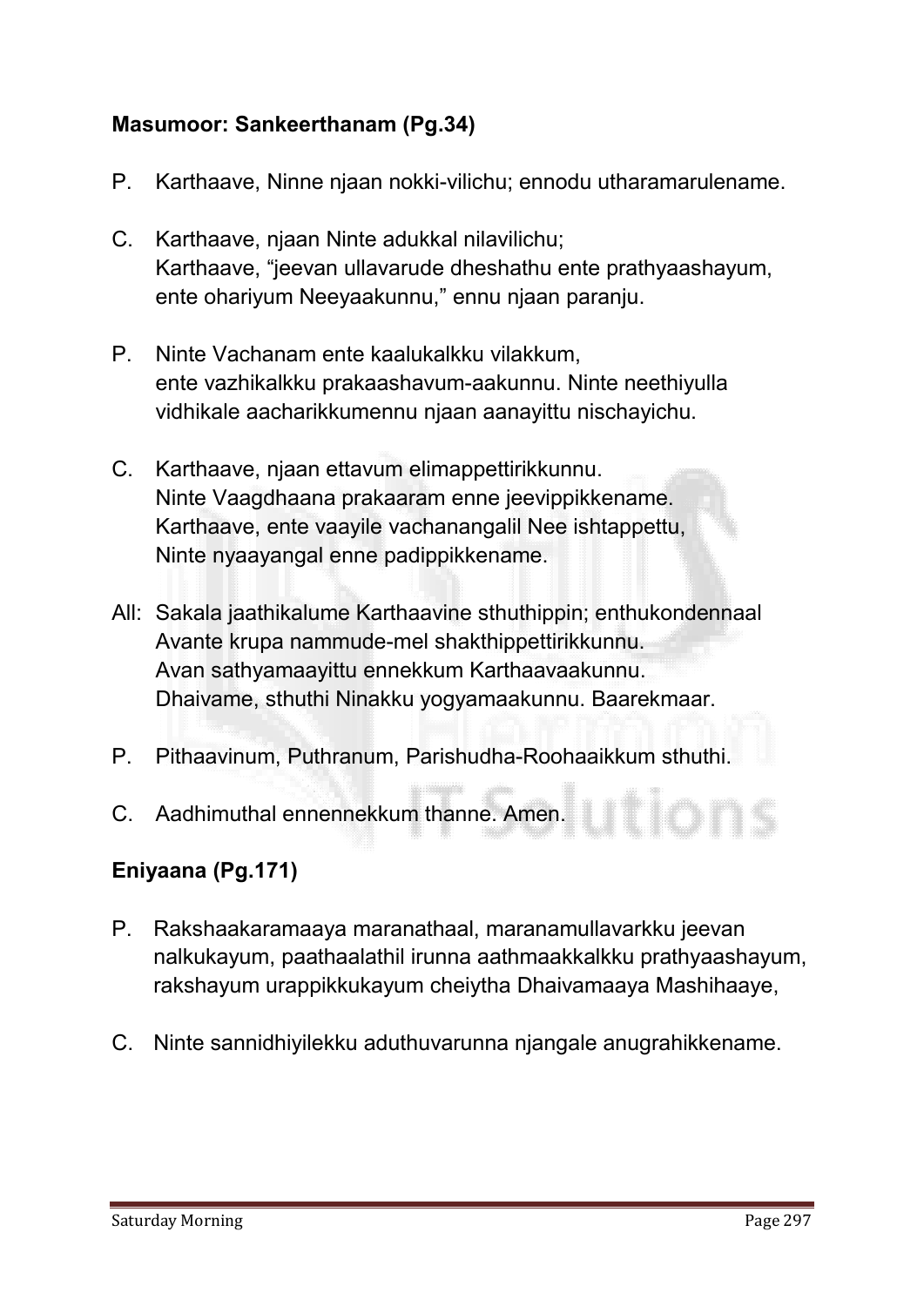**Masumoor: Sankeerthanam (Pg.34)**

P. Karthaave, Ninne njaan nokki-vilichu; ennodu utharamarulename.

C. Karthaave, njaan Ninte adukkal nilavilichu;
Karthaave, "jeevan ullavarude dheshathu ente prathyaashayum, ente ohariyum Neeyaakunnu," ennu njaan paranju.

P. Ninte Vachanam ente kaalukalkku vilakkum, ente vazhikalkku prakaashavum-aakunnu. Ninte neethiyulla vidhikale aacharikkumennu njaan aanayittu nischayichu.

C. Karthaave, njaan ettavum elimappettirikkunnu.
Ninte Vaagdhaana prakaaram enne jeevippikkename.
Karthaave, ente vaayile vachanangalil Nee ishtappettu,
Ninte nyaayangal enne padippikkename.

All: Sakala jaathikalume Karthaavine sthuthippin; enthukondennaal
Avante krupa nammude-mel shakthippettirikkunnu.
Avan sathyamaayittu ennekkum Karthaavaakunnu.
Dhaivame, sthuthi Ninakku yogyamaakunnu. Baarekmaar.

P. Pithaavinum, Puthranum, Parishudha-Roohaaikkum sthuthi.

C. Aadhimuthal ennennekkum thanne. Amen.

**Eniyaana (Pg.171)**

P. Rakshaakaramaaya maranathaal, maranamullavarkku jeevan nalkukayum, paathaalathil irunna aathmaakkalkku prathyaashayum, rakshayum urappikkukayum cheiytha Dhaivamaaya Mashihaaye,

C. Ninte sannidhiyilekku aduthuvarunna njangale anugrahikkename.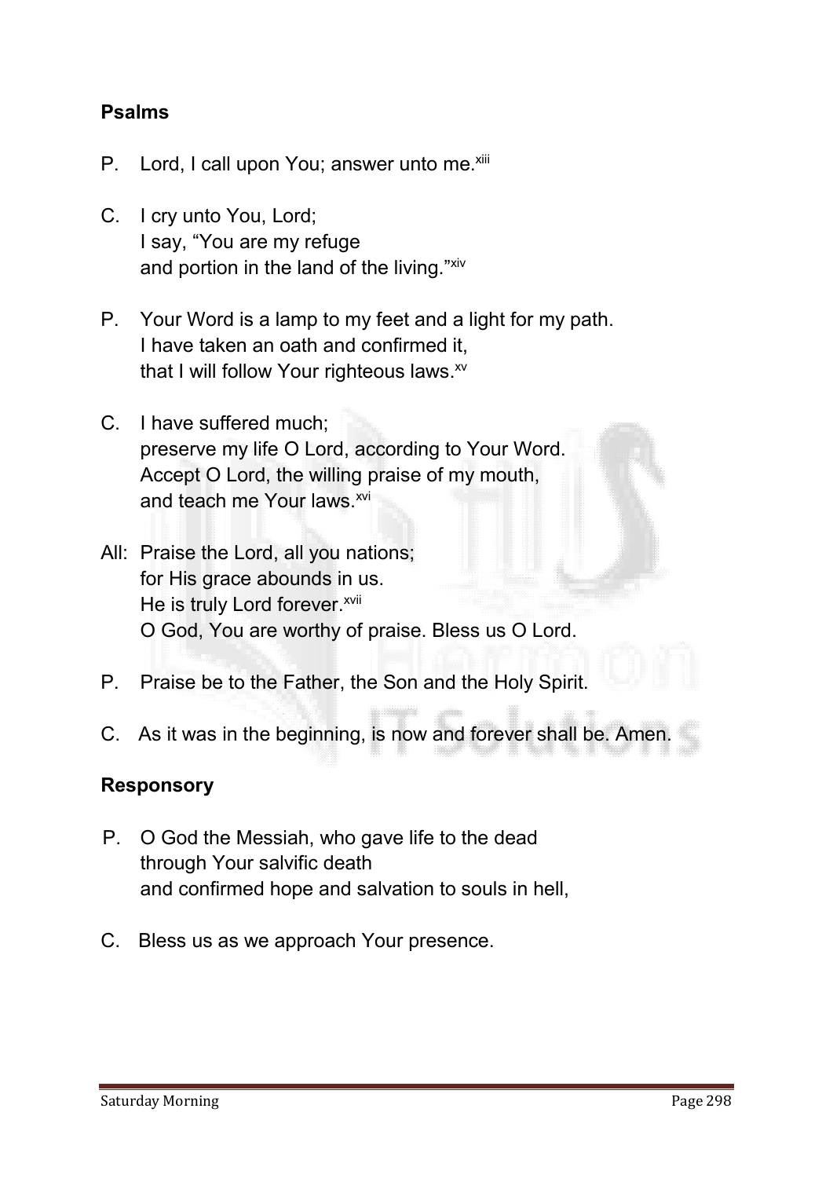**Psalms**

P. Lord, I call upon You; answer unto me.[xiii]

C. I cry unto You, Lord;
I say, "You are my refuge
and portion in the land of the living."[xiv]

P. Your Word is a lamp to my feet and a light for my path.
I have taken an oath and confirmed it,
that I will follow Your righteous laws.[xv]

C. I have suffered much;
preserve my life O Lord, according to Your Word.
Accept O Lord, the willing praise of my mouth,
and teach me Your laws.[xvi]

All: Praise the Lord, all you nations;
for His grace abounds in us.
He is truly Lord forever.[xvii]
O God, You are worthy of praise. Bless us O Lord.

P. Praise be to the Father, the Son and the Holy Spirit.

C. As it was in the beginning, is now and forever shall be. Amen.

**Responsory**

P. O God the Messiah, who gave life to the dead
through Your salvific death
and confirmed hope and salvation to souls in hell,

C. Bless us as we approach Your presence.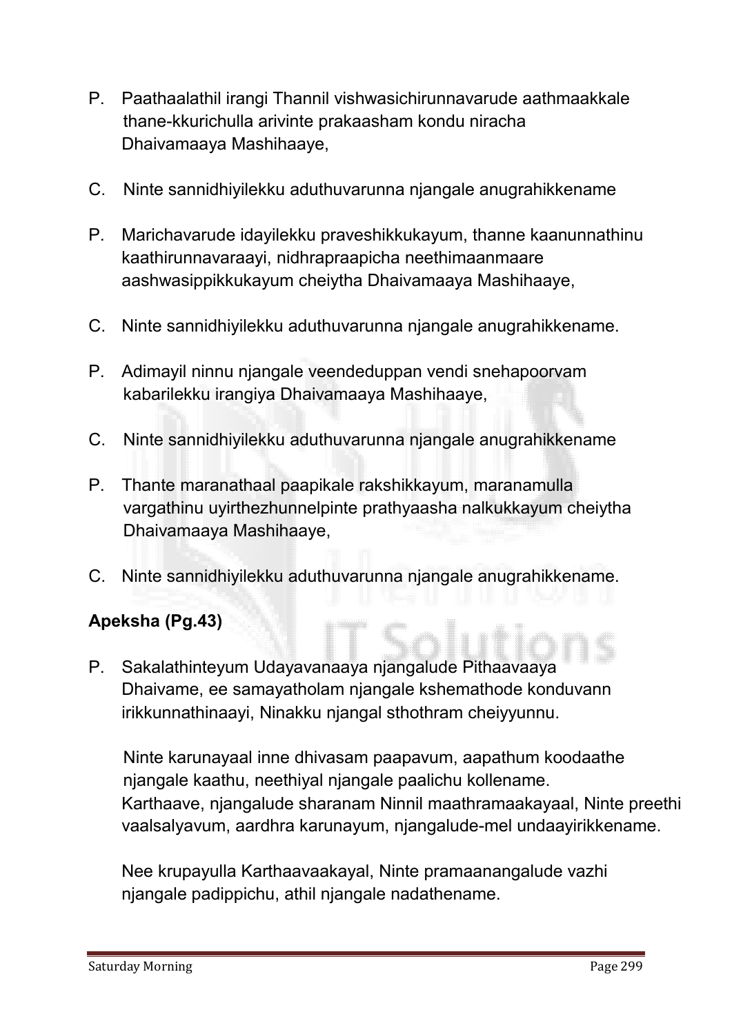P. Paathaalathil irangi Thannil vishwasichirunnavarude aathmaakkale thane-kkurichulla arivinte prakaasham kondu niracha Dhaivamaaya Mashihaaye,

C. Ninte sannidhiyilekku aduthuvarunna njangale anugrahikkename

P. Marichavarude idayilekku praveshikkukayum, thanne kaanunnathinu kaathirunnavaraayi, nidhrapraapicha neethimaanmaare aashwasippikkukayum cheiytha Dhaivamaaya Mashihaaye,

C. Ninte sannidhiyilekku aduthuvarunna njangale anugrahikkename.

P. Adimayil ninnu njangale veendeduppan vendi snehapoorvam kabarilekku irangiya Dhaivamaaya Mashihaaye,

C. Ninte sannidhiyilekku aduthuvarunna njangale anugrahikkename

P. Thante maranathaal paapikale rakshikkayum, maranamulla vargathinu uyirthezhunnelpinte prathyaasha nalkukkayum cheiytha Dhaivamaaya Mashihaaye,

C. Ninte sannidhiyilekku aduthuvarunna njangale anugrahikkename.

**Apeksha (Pg.43)**

P. Sakalathinteyum Udayavanaaya njangalude Pithaavaaya Dhaivame, ee samayatholam njangale kshemathode konduvann irikkunnathinaayi, Ninakku njangal sthothram cheiyyunnu.

Ninte karunayaal inne dhivasam paapavum, aapathum koodaathe njangale kaathu, neethiyal njangale paalichu kollename. Karthaave, njangalude sharanam Ninnil maathramaakayaal, Ninte preethi vaalsalyavum, aardhra karunayum, njangalude-mel undaayirikkename.

Nee krupayulla Karthaavaakayal, Ninte pramaanangalude vazhi njangale padippichu, athil njangale nadathename.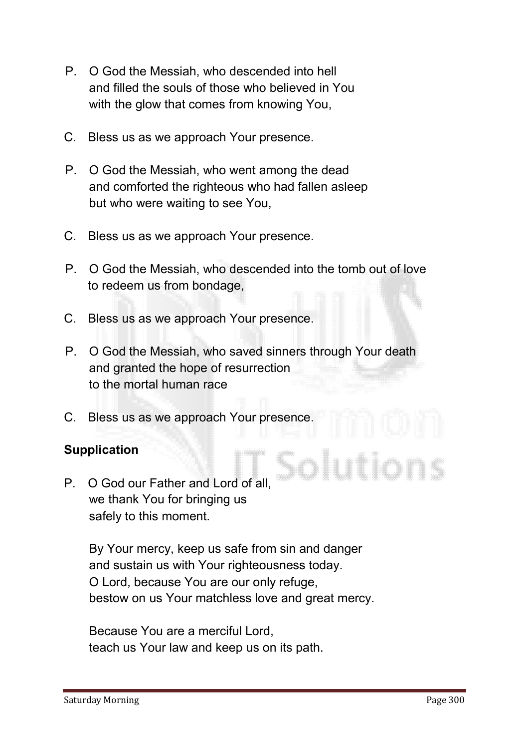P. O God the Messiah, who descended into hell
and filled the souls of those who believed in You
with the glow that comes from knowing You,

C. Bless us as we approach Your presence.

P. O God the Messiah, who went among the dead
and comforted the righteous who had fallen asleep
but who were waiting to see You,

C. Bless us as we approach Your presence.

P. O God the Messiah, who descended into the tomb out of love
to redeem us from bondage,

C. Bless us as we approach Your presence.

P. O God the Messiah, who saved sinners through Your death
and granted the hope of resurrection
to the mortal human race

C. Bless us as we approach Your presence.

**Supplication**

P. O God our Father and Lord of all,
we thank You for bringing us
safely to this moment.

By Your mercy, keep us safe from sin and danger
and sustain us with Your righteousness today.
O Lord, because You are our only refuge,
bestow on us Your matchless love and great mercy.

Because You are a merciful Lord,
teach us Your law and keep us on its path.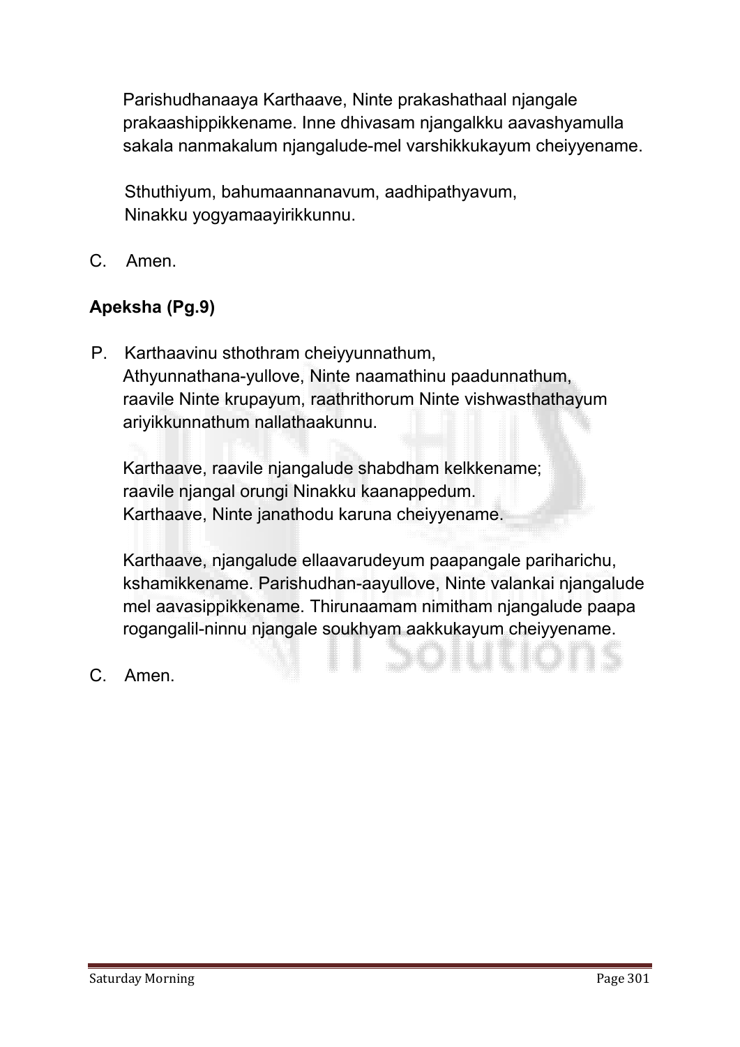Parishudhanaaya Karthaave, Ninte prakashathaal njangale prakaashippikkename. Inne dhivasam njangalkku aavashyamulla sakala nanmakalum njangalude-mel varshikkukayum cheiyyename.

Sthuthiyum, bahumaannanavum, aadhipathyavum,
Ninakku yogyamaayirikkunnu.

C. Amen.

**Apeksha (Pg.9)**

P. Karthaavinu sthothram cheiyyunnathum,
Athyunnathana-yullove, Ninte naamathinu paadunnathum,
raavile Ninte krupayum, raathrithorum Ninte vishwasthathayum ariyikkunnathum nallathaakunnu.

Karthaave, raavile njangalude shabdham kelkkename;
raavile njangal orungi Ninakku kaanappedum.
Karthaave, Ninte janathodu karuna cheiyyename.

Karthaave, njangalude ellaavarudeyum paapangale pariharichu, kshamikkename. Parishudhan-aayullove, Ninte valankai njangalude mel aavasippikkename. Thirunaamam nimitham njangalude paapa rogangalil-ninnu njangale soukhyam aakkukayum cheiyyename.

C. Amen.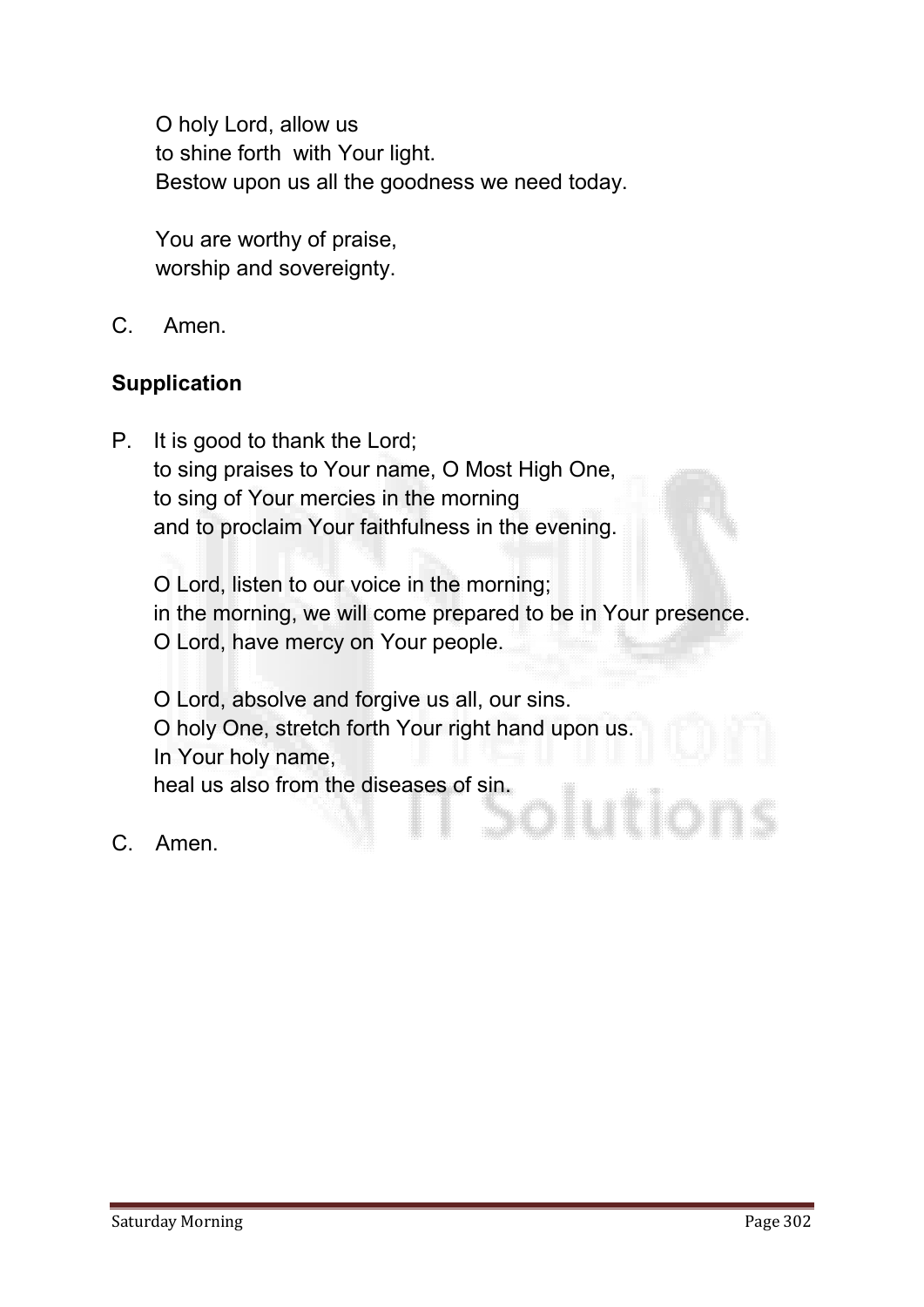O holy Lord, allow us
to shine forth with Your light.
Bestow upon us all the goodness we need today.

You are worthy of praise,
worship and sovereignty.

C. Amen.

**Supplication**

P. It is good to thank the Lord;
to sing praises to Your name, O Most High One,
to sing of Your mercies in the morning
and to proclaim Your faithfulness in the evening.

O Lord, listen to our voice in the morning;
in the morning, we will come prepared to be in Your presence.
O Lord, have mercy on Your people.

O Lord, absolve and forgive us all, our sins.
O holy One, stretch forth Your right hand upon us.
In Your holy name,
heal us also from the diseases of sin.

C. Amen.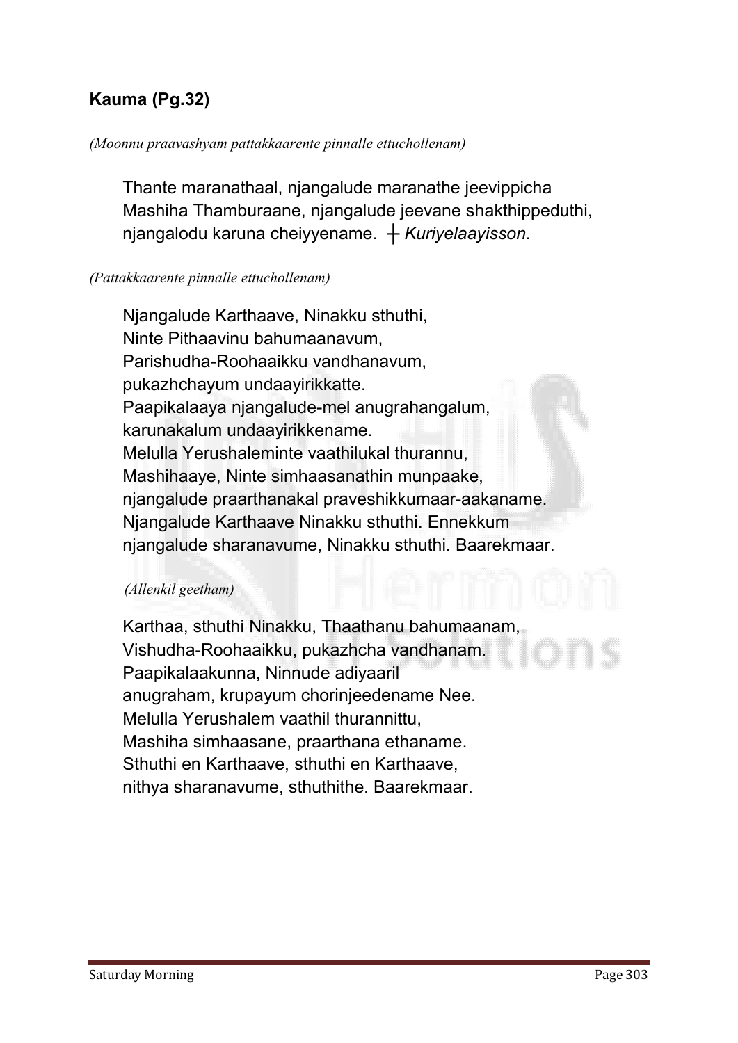## Kauma (Pg.32)

*(Moonnu praavashyam pattakkaarente pinnalle ettuchollenam)*

Thante maranathaal, njangalude maranathe jeevippicha
Mashiha Thamburaane, njangalude jeevane shakthippeduthi,
njangalodu karuna cheiyyename. ┼ *Kuriyelaayisson.*

*(Pattakkaarente pinnalle ettuchollenam)*

Njangalude Karthaave, Ninakku sthuthi,
Ninte Pithaavinu bahumaanavum,
Parishudha-Roohaaikku vandhanavum,
pukazhchayum undaayirikkatte.
Paapikalaaya njangalude-mel anugrahangalum,
karunakalum undaayirikkename.
Melulla Yerushaleminte vaathilukal thurannu,
Mashihaaye, Ninte simhaasanathin munpaake,
njangalude praarthanakal praveshikkumaar-aakaname.
Njangalude Karthaave Ninakku sthuthi. Ennekkum
njangalude sharanavume, Ninakku sthuthi. Baarekmaar.

*(Allenkil geetham)*

Karthaa, sthuthi Ninakku, Thaathanu bahumaanam,
Vishudha-Roohaaikku, pukazhcha vandhanam.
Paapikalaakunna, Ninnude adiyaaril
anugraham, krupayum chorinjeedename Nee.
Melulla Yerushalem vaathil thurannittu,
Mashiha simhaasane, praarthana ethaname.
Sthuthi en Karthaave, sthuthi en Karthaave,
nithya sharanavume, sthuthithe. Baarekmaar.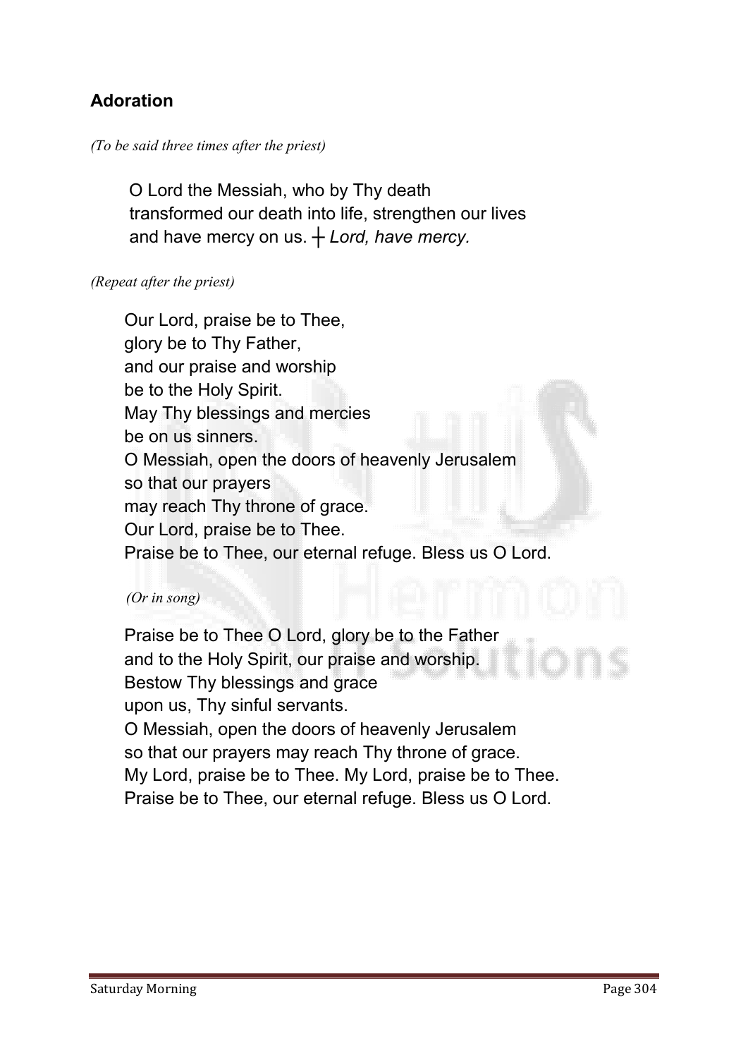## Adoration

*(To be said three times after the priest)*

O Lord the Messiah, who by Thy death
transformed our death into life, strengthen our lives
and have mercy on us. ┼ *Lord, have mercy.*

*(Repeat after the priest)*

Our Lord, praise be to Thee,
glory be to Thy Father,
and our praise and worship
be to the Holy Spirit.
May Thy blessings and mercies
be on us sinners.
O Messiah, open the doors of heavenly Jerusalem
so that our prayers
may reach Thy throne of grace.
Our Lord, praise be to Thee.
Praise be to Thee, our eternal refuge. Bless us O Lord.

*(Or in song)*

Praise be to Thee O Lord, glory be to the Father
and to the Holy Spirit, our praise and worship.
Bestow Thy blessings and grace
upon us, Thy sinful servants.
O Messiah, open the doors of heavenly Jerusalem
so that our prayers may reach Thy throne of grace.
My Lord, praise be to Thee. My Lord, praise be to Thee.
Praise be to Thee, our eternal refuge. Bless us O Lord.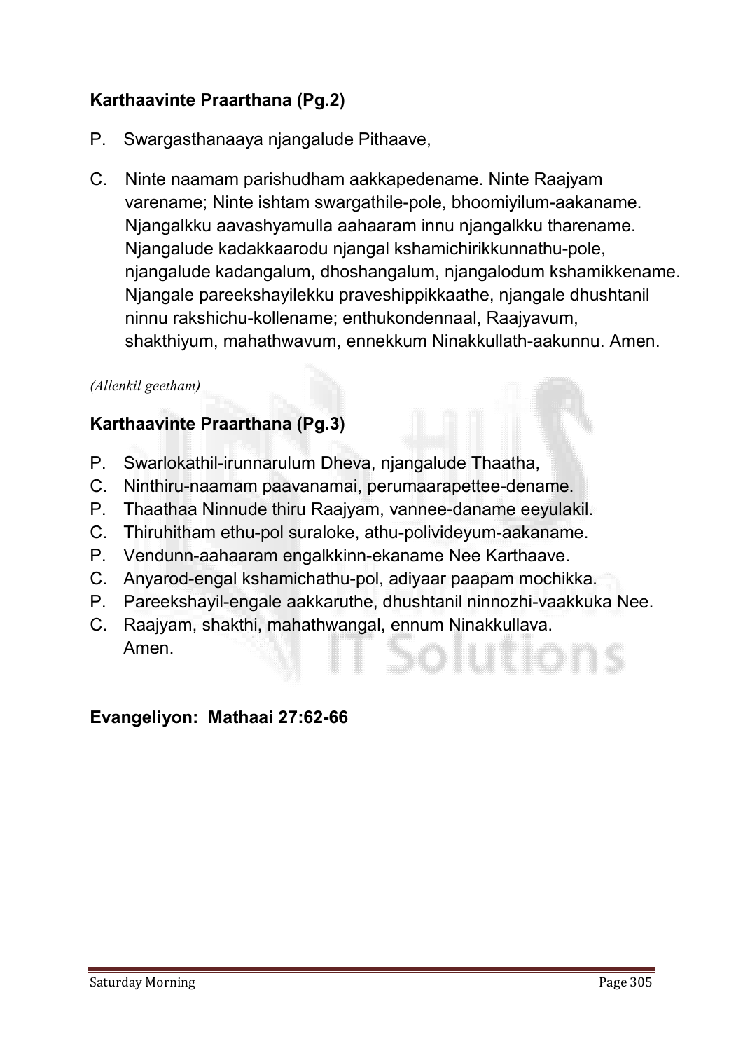**Karthaavinte Praarthana (Pg.2)**

P. Swargasthanaaya njangalude Pithaave,

C. Ninte naamam parishudham aakkapedename. Ninte Raajyam varename; Ninte ishtam swargathile-pole, bhoomiyilum-aakaname. Njangalkku aavashyamulla aahaaram innu njangalkku tharename. Njangalude kadakkaarodu njangal kshamichirikkunnathu-pole, njangalude kadangalum, dhoshangalum, njangalodum kshamikkename. Njangale pareekshayilekku praveshippikkaathe, njangale dhushtanil ninnu rakshichu-kollename; enthukondennaal, Raajyavum, shakthiyum, mahathwavum, ennekkum Ninakkullath-aakunnu. Amen.

*(Allenkil geetham)*

**Karthaavinte Praarthana (Pg.3)**

P. Swarlokathil-irunnarulum Dheva, njangalude Thaatha,
C. Ninthiru-naamam paavanamai, perumaarapettee-dename.
P. Thaathaa Ninnude thiru Raajyam, vannee-daname eeyulakil.
C. Thiruhitham ethu-pol suraloke, athu-polivideyum-aakaname.
P. Vendunn-aahaaram engalkkinn-ekaname Nee Karthaave.
C. Anyarod-engal kshamichathu-pol, adiyaar paapam mochikka.
P. Pareekshayil-engale aakkaruthe, dhushtanil ninnozhi-vaakkuka Nee.
C. Raajyam, shakthi, mahathwangal, ennum Ninakkullava.
Amen.

**Evangeliyon: Mathaai 27:62-66**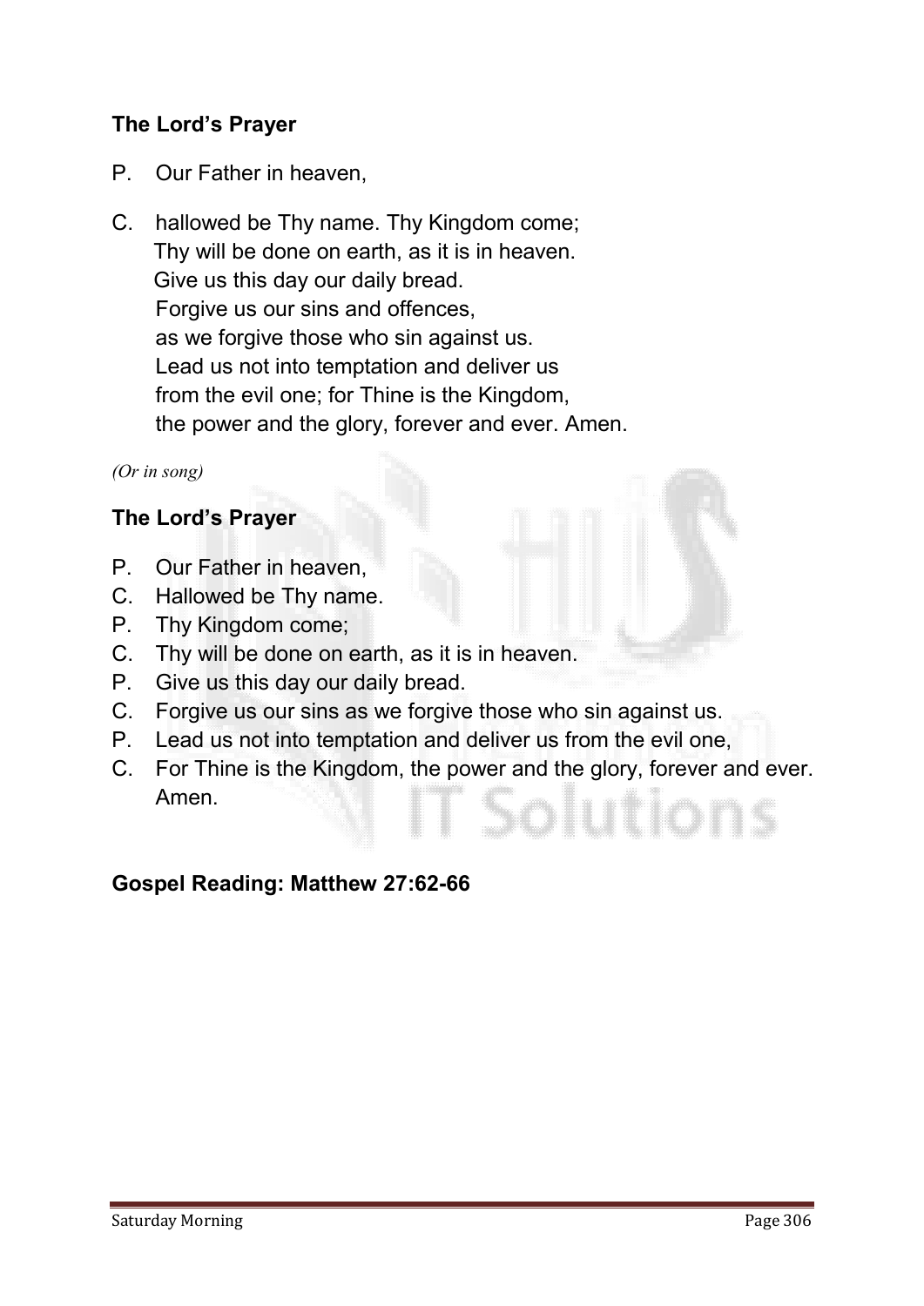**The Lord's Prayer**

P. Our Father in heaven,

C. hallowed be Thy name. Thy Kingdom come;
Thy will be done on earth, as it is in heaven.
Give us this day our daily bread.
Forgive us our sins and offences,
as we forgive those who sin against us.
Lead us not into temptation and deliver us
from the evil one; for Thine is the Kingdom,
the power and the glory, forever and ever. Amen.

*(Or in song)*

**The Lord's Prayer**

P. Our Father in heaven,
C. Hallowed be Thy name.
P. Thy Kingdom come;
C. Thy will be done on earth, as it is in heaven.
P. Give us this day our daily bread.
C. Forgive us our sins as we forgive those who sin against us.
P. Lead us not into temptation and deliver us from the evil one,
C. For Thine is the Kingdom, the power and the glory, forever and ever. Amen.

**Gospel Reading: Matthew 27:62-66**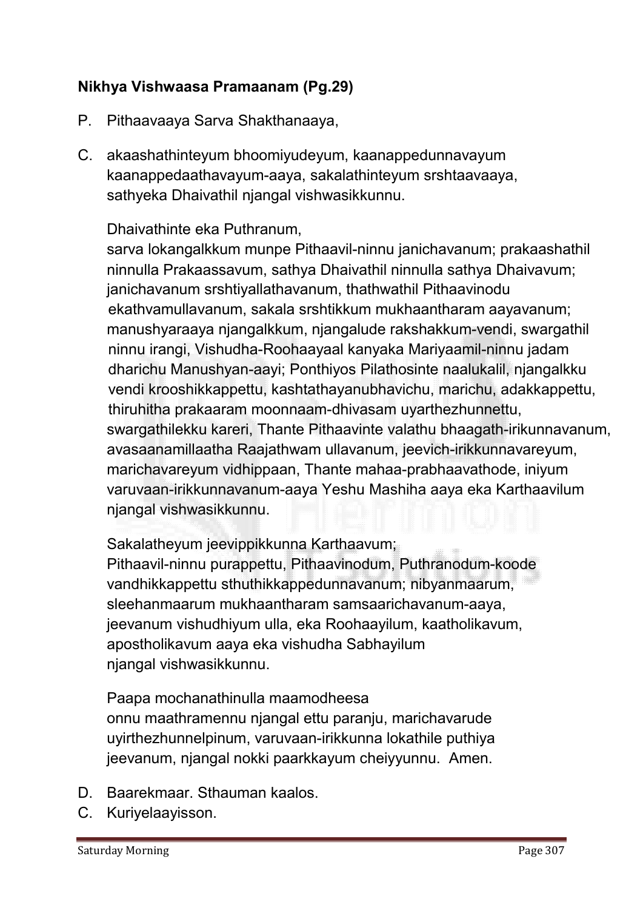**Nikhya Vishwaasa Pramaanam (Pg.29)**

P. Pithaavaaya Sarva Shakthanaaya,

C. akaashathinteyum bhoomiyudeyum, kaanappedunnavayum kaanappedaathavayum-aaya, sakalathinteyum srshtaavaaya, sathyeka Dhaivathil njangal vishwasikkunnu.

Dhaivathinte eka Puthranum,
sarva lokangalkkum munpe Pithaavil-ninnu janichavanum; prakaashathil ninnulla Prakaassavum, sathya Dhaivathil ninnulla sathya Dhaivavum; janichavanum srshtiyallathavanum, thathwathil Pithaavinodu ekathvamullavanum, sakala srshtikkum mukhaantharam aayavanum; manushyaraaya njangalkkum, njangalude rakshakkum-vendi, swargathil ninnu irangi, Vishudha-Roohaayaal kanyaka Mariyaamil-ninnu jadam dharichu Manushyan-aayi; Ponthiyos Pilathosinte naalukalil, njangalkku vendi krooshikkappettu, kashtathayanubhavichu, marichu, adakkappettu, thiruhitha prakaaram moonnaam-dhivasam uyarthezhunnettu, swargathilekku kareri, Thante Pithaavinte valathu bhaagath-irikunnavanum, avasaanamillaatha Raajathwam ullavanum, jeevich-irikkunnavareyum, marichavareyum vidhippaan, Thante mahaa-prabhaavathode, iniyum varuvaan-irikkunnavanum-aaya Yeshu Mashiha aaya eka Karthaavilum njangal vishwasikkunnu.

Sakalatheyum jeevippikkunna Karthaavum;
Pithaavil-ninnu purappettu, Pithaavinodum, Puthranodum-koode vandhikkappettu sthuthikkappedunnavanum; nibyanmaarum, sleehanmaarum mukhaantharam samsaarichavanum-aaya, jeevanum vishudhiyum ulla, eka Roohaayilum, kaatholikavum, apostholikavum aaya eka vishudha Sabhayilum njangal vishwasikkunnu.

Paapa mochanathinulla maamodheesa
onnu maathramennu njangal ettu paranju, marichavarude uyirthezhunnelpinum, varuvaan-irikkunna lokathile puthiya jeevanum, njangal nokki paarkkayum cheiyyunnu. Amen.

D. Baarekmaar. Sthauman kaalos.

C. Kuriyelaayisson.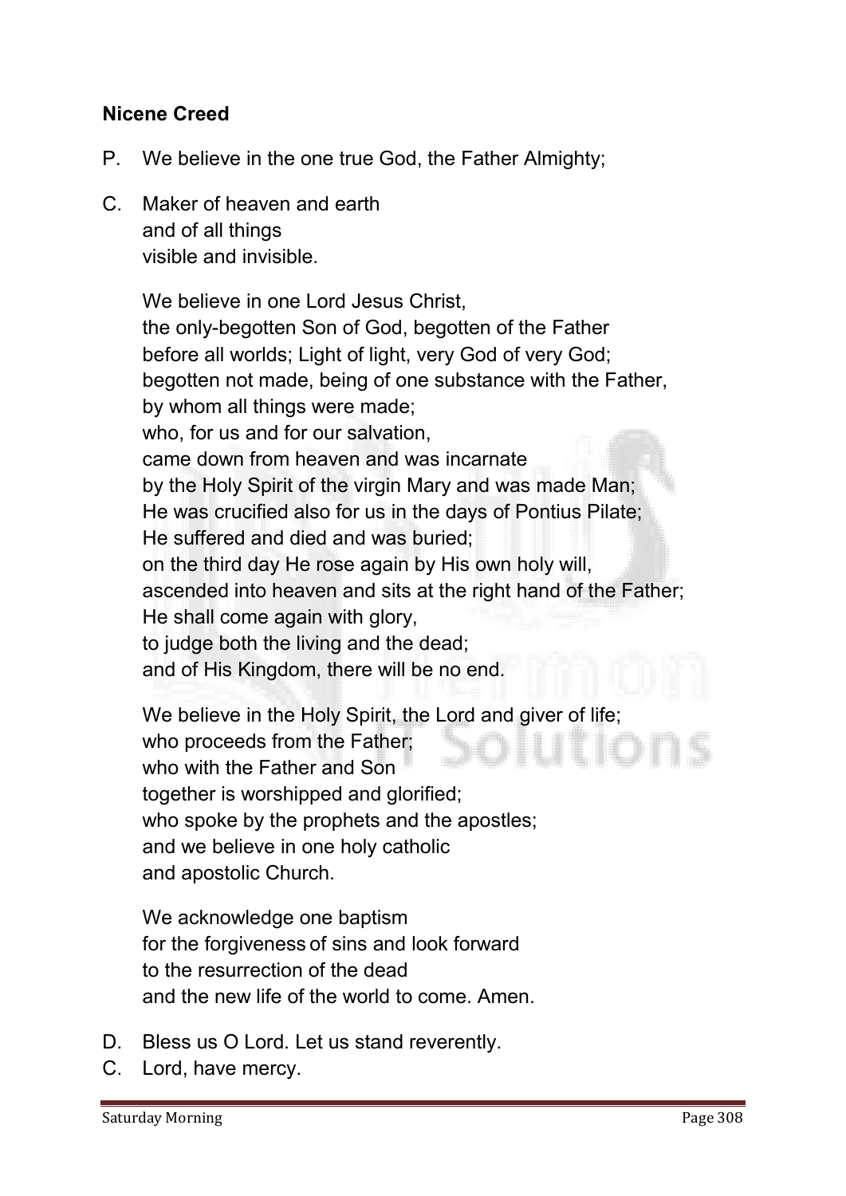**Nicene Creed**

P. We believe in the one true God, the Father Almighty;

C. Maker of heaven and earth
and of all things
visible and invisible.

We believe in one Lord Jesus Christ,
the only-begotten Son of God, begotten of the Father
before all worlds; Light of light, very God of very God;
begotten not made, being of one substance with the Father,
by whom all things were made;
who, for us and for our salvation,
came down from heaven and was incarnate
by the Holy Spirit of the virgin Mary and was made Man;
He was crucified also for us in the days of Pontius Pilate;
He suffered and died and was buried;
on the third day He rose again by His own holy will,
ascended into heaven and sits at the right hand of the Father;
He shall come again with glory,
to judge both the living and the dead;
and of His Kingdom, there will be no end.

We believe in the Holy Spirit, the Lord and giver of life;
who proceeds from the Father;
who with the Father and Son
together is worshipped and glorified;
who spoke by the prophets and the apostles;
and we believe in one holy catholic
and apostolic Church.

We acknowledge one baptism
for the forgiveness of sins and look forward
to the resurrection of the dead
and the new life of the world to come. Amen.

D. Bless us O Lord. Let us stand reverently.

C. Lord, have mercy.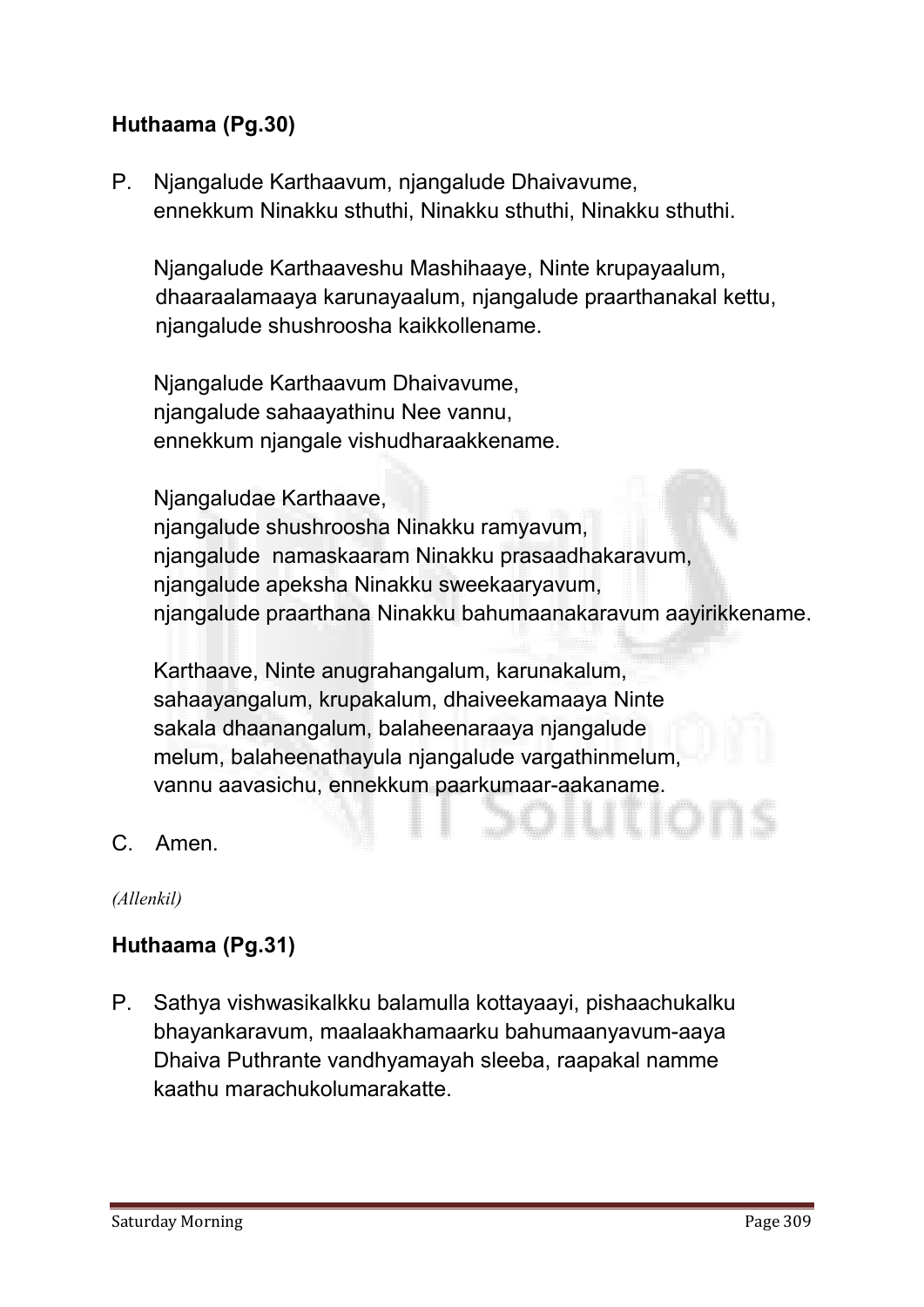**Huthaama (Pg.30)**

P. Njangalude Karthaavum, njangalude Dhaivavume,
ennekkum Ninakku sthuthi, Ninakku sthuthi, Ninakku sthuthi.

Njangalude Karthaaveshu Mashihaaye, Ninte krupayaalum,
dhaaraalamaaya karunayaalum, njangalude praarthanakal kettu,
njangalude shushroosha kaikkollename.

Njangalude Karthaavum Dhaivavume,
njangalude sahaayathinu Nee vannu,
ennekkum njangale vishudharaakkename.

Njangaludae Karthaave,
njangalude shushroosha Ninakku ramyavum,
njangalude namaskaaram Ninakku prasaadhakaravum,
njangalude apeksha Ninakku sweekaaryavum,
njangalude praarthana Ninakku bahumaanakaravum aayirikkename.

Karthaave, Ninte anugrahangalum, karunakalum,
sahaayangalum, krupakalum, dhaiveekamaaya Ninte
sakala dhaanangalum, balaheenaraaya njangalude
melum, balaheenathayula njangalude vargathinmelum,
vannu aavasichu, ennekkum paarkumaar-aakaname.

C. Amen.

*(Allenkil)*

**Huthaama (Pg.31)**

P. Sathya vishwasikalkku balamulla kottayaayi, pishaachukalku
bhayankaravum, maalaakhamaarku bahumaanyavum-aaya
Dhaiva Puthrante vandhyamayah sleeba, raapakal namme
kaathu marachukolumarakatte.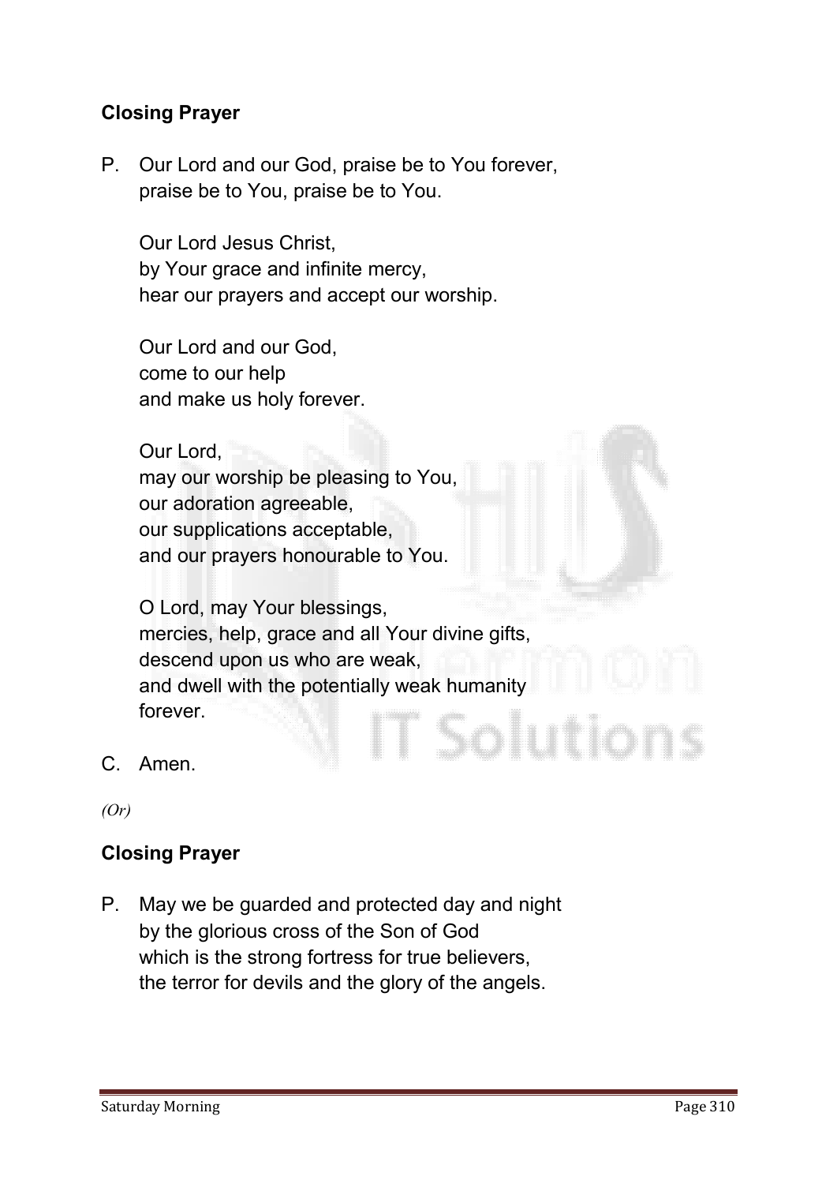**Closing Prayer**

P. Our Lord and our God, praise be to You forever,
praise be to You, praise be to You.

Our Lord Jesus Christ,
by Your grace and infinite mercy,
hear our prayers and accept our worship.

Our Lord and our God,
come to our help
and make us holy forever.

Our Lord,
may our worship be pleasing to You,
our adoration agreeable,
our supplications acceptable,
and our prayers honourable to You.

O Lord, may Your blessings,
mercies, help, grace and all Your divine gifts,
descend upon us who are weak,
and dwell with the potentially weak humanity
forever.

C. Amen.

*(Or)*

**Closing Prayer**

P. May we be guarded and protected day and night
by the glorious cross of the Son of God
which is the strong fortress for true believers,
the terror for devils and the glory of the angels.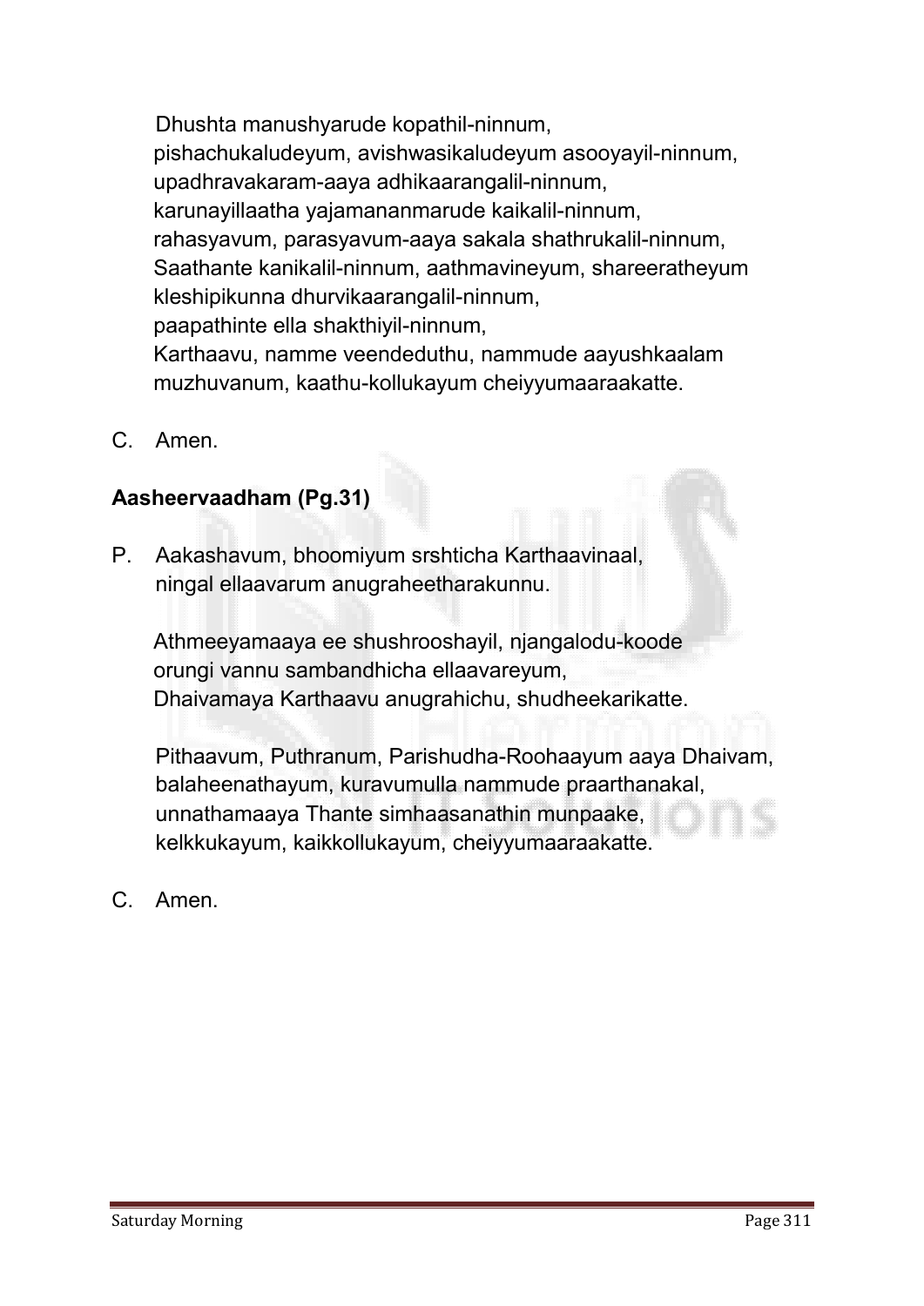Dhushta manushyarude kopathil-ninnum,
pishachukaludeyum, avishwasikaludeyum asooyayil-ninnum,
upadhravakaram-aaya adhikaarangalil-ninnum,
karunayillaatha yajamananmarude kaikalil-ninnum,
rahasyavum, parasyavum-aaya sakala shathrukalil-ninnum,
Saathante kanikalil-ninnum, aathmavineyum, shareeratheyum
kleshipikunna dhurvikaarangalil-ninnum,
paapathinte ella shakthiyil-ninnum,
Karthaavu, namme veendeduthu, nammude aayushkaalam
muzhuvanum, kaathu-kollukayum cheiyyumaaraakatte.

C. Amen.

**Aasheervaadham (Pg.31)**

P. Aakashavum, bhoomiyum srshticha Karthaavinaal,
ningal ellaavarum anugraheetharakunnu.

Athmeeyamaaya ee shushrooshayil, njangalodu-koode
orungi vannu sambandhicha ellaavareyum,
Dhaivamaya Karthaavu anugrahichu, shudheekarikatte.

Pithaavum, Puthranum, Parishudha-Roohaayum aaya Dhaivam,
balaheenathayum, kuravumulla nammude praarthanakal,
unnathamaaya Thante simhaasanathin munpaake,
kelkkukayum, kaikkollukayum, cheiyyumaaraakatte.

C. Amen.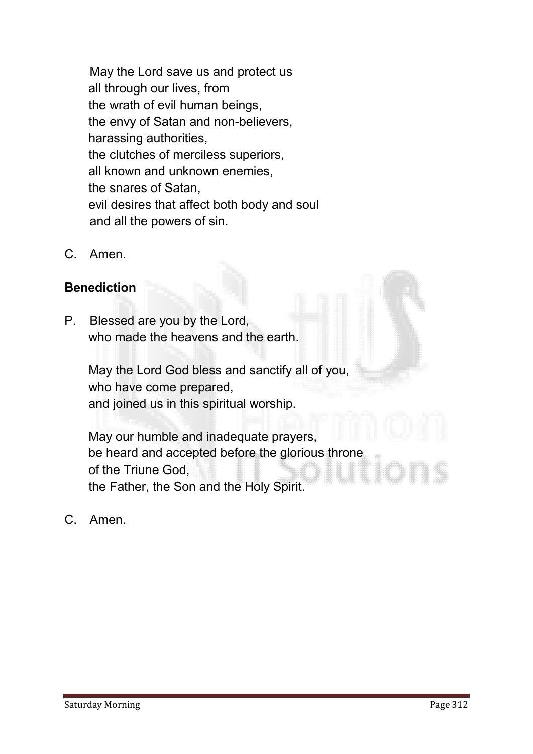May the Lord save us and protect us
all through our lives, from
the wrath of evil human beings,
the envy of Satan and non-believers,
harassing authorities,
the clutches of merciless superiors,
all known and unknown enemies,
the snares of Satan,
evil desires that affect both body and soul
and all the powers of sin.

C. Amen.

**Benediction**

P. Blessed are you by the Lord,
who made the heavens and the earth.

May the Lord God bless and sanctify all of you,
who have come prepared,
and joined us in this spiritual worship.

May our humble and inadequate prayers,
be heard and accepted before the glorious throne
of the Triune God,
the Father, the Son and the Holy Spirit.

C. Amen.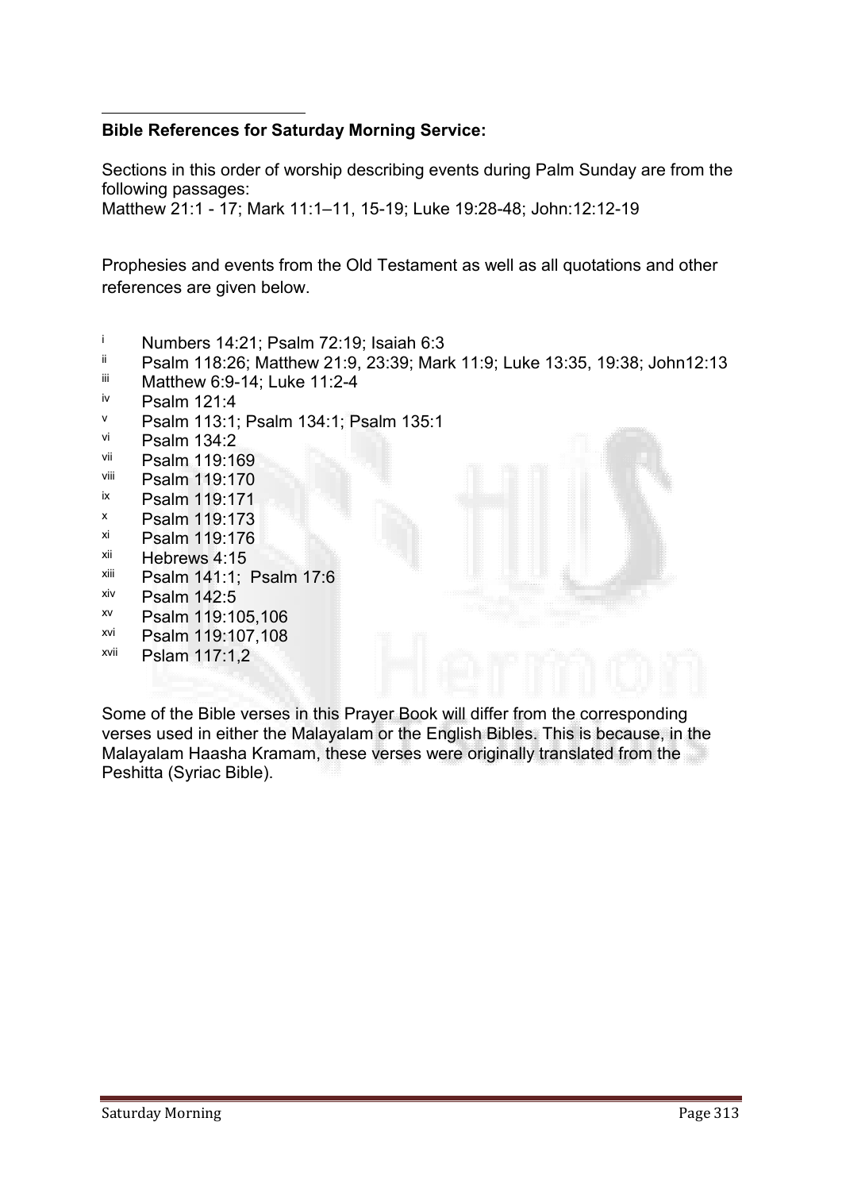**Bible References for Saturday Morning Service:**

Sections in this order of worship describing events during Palm Sunday are from the following passages:
Matthew 21:1 - 17; Mark 11:1–11, 15-19; Luke 19:28-48; John:12:12-19

Prophesies and events from the Old Testament as well as all quotations and other references are given below.

[i] Numbers 14:21; Psalm 72:19; Isaiah 6:3
[ii] Psalm 118:26; Matthew 21:9, 23:39; Mark 11:9; Luke 13:35, 19:38; John12:13
[iii] Matthew 6:9-14; Luke 11:2-4
[iv] Psalm 121:4
[v] Psalm 113:1; Psalm 134:1; Psalm 135:1
[vi] Psalm 134:2
[vii] Psalm 119:169
[viii] Psalm 119:170
[ix] Psalm 119:171
[x] Psalm 119:173
[xi] Psalm 119:176
[xii] Hebrews 4:15
[xiii] Psalm 141:1; Psalm 17:6
[xiv] Psalm 142:5
[xv] Psalm 119:105,106
[xvi] Psalm 119:107,108
[xvii] Pslam 117:1,2

Some of the Bible verses in this Prayer Book will differ from the corresponding verses used in either the Malayalam or the English Bibles. This is because, in the Malayalam Haasha Kramam, these verses were originally translated from the Peshitta (Syriac Bible).